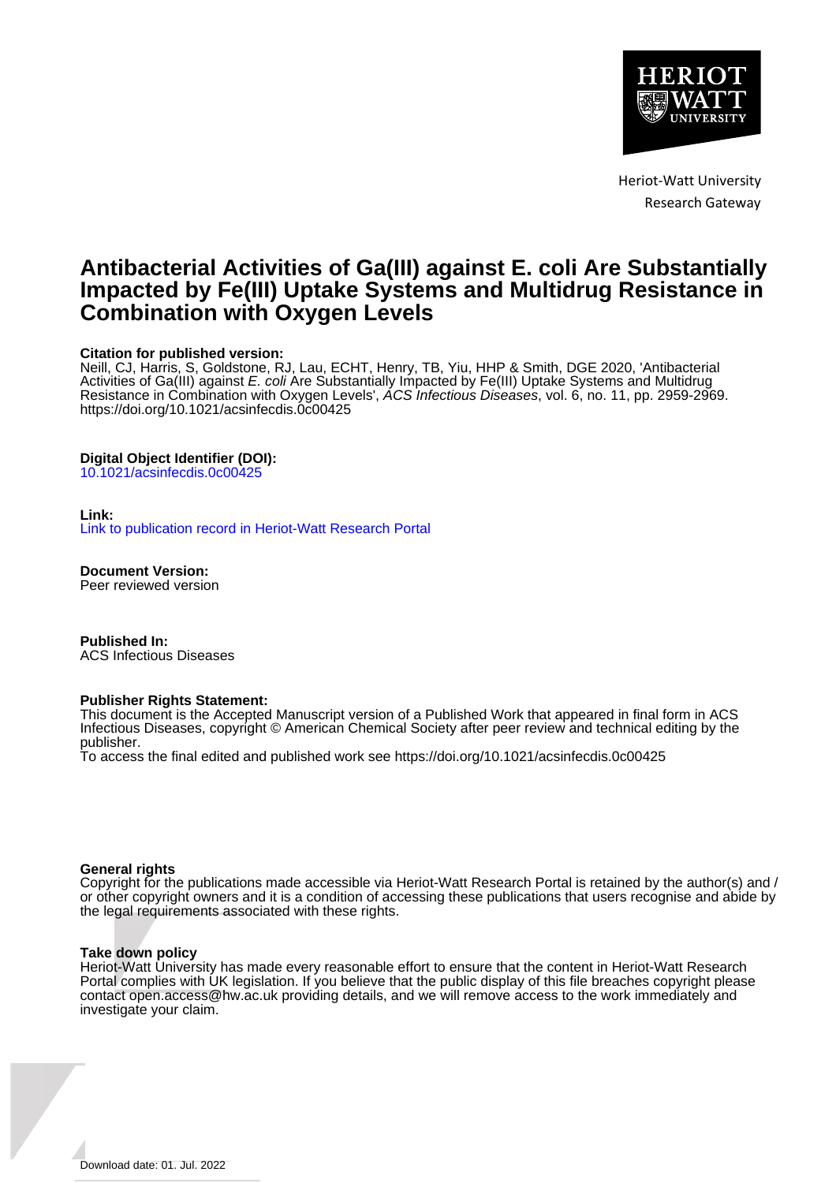Heriot-Watt University
Research Gateway

# Antibacterial Activities of Ga(III) against E. coli Are Substantially Impacted by Fe(III) Uptake Systems and Multidrug Resistance in Combination with Oxygen Levels

**Citation for published version:**
Neill, CJ, Harris, S, Goldstone, RJ, Lau, ECHT, Henry, TB, Yiu, HHP & Smith, DGE 2020, 'Antibacterial Activities of Ga(III) against *E. coli* Are Substantially Impacted by Fe(III) Uptake Systems and Multidrug Resistance in Combination with Oxygen Levels', *ACS Infectious Diseases*, vol. 6, no. 11, pp. 2959-2969. https://doi.org/10.1021/acsinfecdis.0c00425

**Digital Object Identifier (DOI):**
10.1021/acsinfecdis.0c00425

**Link:**
Link to publication record in Heriot-Watt Research Portal

**Document Version:**
Peer reviewed version

**Published In:**
ACS Infectious Diseases

**Publisher Rights Statement:**
This document is the Accepted Manuscript version of a Published Work that appeared in final form in ACS Infectious Diseases, copyright © American Chemical Society after peer review and technical editing by the publisher.
To access the final edited and published work see https://doi.org/10.1021/acsinfecdis.0c00425

**General rights**
Copyright for the publications made accessible via Heriot-Watt Research Portal is retained by the author(s) and / or other copyright owners and it is a condition of accessing these publications that users recognise and abide by the legal requirements associated with these rights.

**Take down policy**
Heriot-Watt University has made every reasonable effort to ensure that the content in Heriot-Watt Research Portal complies with UK legislation. If you believe that the public display of this file breaches copyright please contact open.access@hw.ac.uk providing details, and we will remove access to the work immediately and investigate your claim.

Download date: 01. Jul. 2022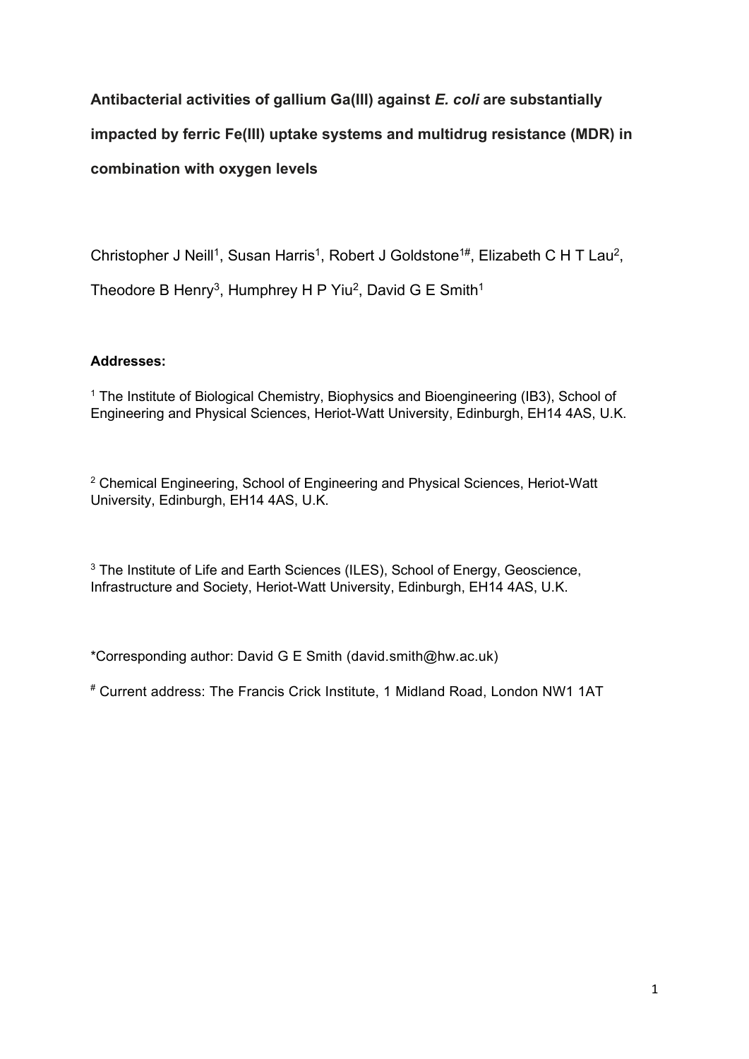**Antibacterial activities of gallium Ga(III) against *E. coli* are substantially impacted by ferric Fe(III) uptake systems and multidrug resistance (MDR) in combination with oxygen levels**

Christopher J Neill[1], Susan Harris[1], Robert J Goldstone[1#], Elizabeth C H T Lau[2], Theodore B Henry[3], Humphrey H P Yiu[2], David G E Smith[1]

**Addresses:**

[1] The Institute of Biological Chemistry, Biophysics and Bioengineering (IB3), School of Engineering and Physical Sciences, Heriot-Watt University, Edinburgh, EH14 4AS, U.K.

[2] Chemical Engineering, School of Engineering and Physical Sciences, Heriot-Watt University, Edinburgh, EH14 4AS, U.K.

[3] The Institute of Life and Earth Sciences (ILES), School of Energy, Geoscience, Infrastructure and Society, Heriot-Watt University, Edinburgh, EH14 4AS, U.K.

*Corresponding author: David G E Smith (david.smith@hw.ac.uk)

[#] Current address: The Francis Crick Institute, 1 Midland Road, London NW1 1AT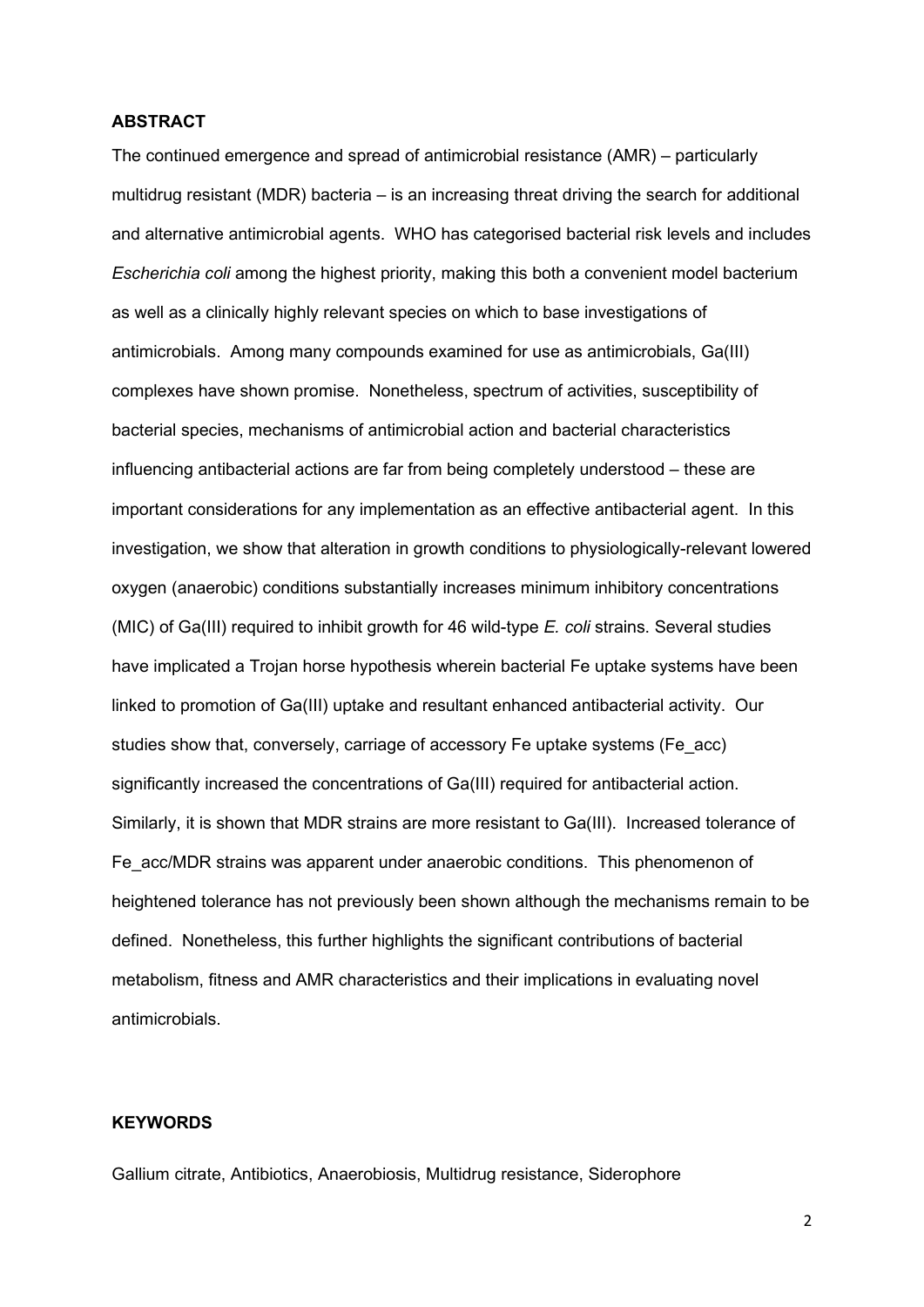## ABSTRACT

The continued emergence and spread of antimicrobial resistance (AMR) – particularly multidrug resistant (MDR) bacteria – is an increasing threat driving the search for additional and alternative antimicrobial agents. WHO has categorised bacterial risk levels and includes *Escherichia coli* among the highest priority, making this both a convenient model bacterium as well as a clinically highly relevant species on which to base investigations of antimicrobials. Among many compounds examined for use as antimicrobials, Ga(III) complexes have shown promise. Nonetheless, spectrum of activities, susceptibility of bacterial species, mechanisms of antimicrobial action and bacterial characteristics influencing antibacterial actions are far from being completely understood – these are important considerations for any implementation as an effective antibacterial agent. In this investigation, we show that alteration in growth conditions to physiologically-relevant lowered oxygen (anaerobic) conditions substantially increases minimum inhibitory concentrations (MIC) of Ga(III) required to inhibit growth for 46 wild-type *E. coli* strains. Several studies have implicated a Trojan horse hypothesis wherein bacterial Fe uptake systems have been linked to promotion of Ga(III) uptake and resultant enhanced antibacterial activity. Our studies show that, conversely, carriage of accessory Fe uptake systems (Fe_acc) significantly increased the concentrations of Ga(III) required for antibacterial action. Similarly, it is shown that MDR strains are more resistant to Ga(III). Increased tolerance of Fe_acc/MDR strains was apparent under anaerobic conditions. This phenomenon of heightened tolerance has not previously been shown although the mechanisms remain to be defined. Nonetheless, this further highlights the significant contributions of bacterial metabolism, fitness and AMR characteristics and their implications in evaluating novel antimicrobials.

## KEYWORDS

Gallium citrate, Antibiotics, Anaerobiosis, Multidrug resistance, Siderophore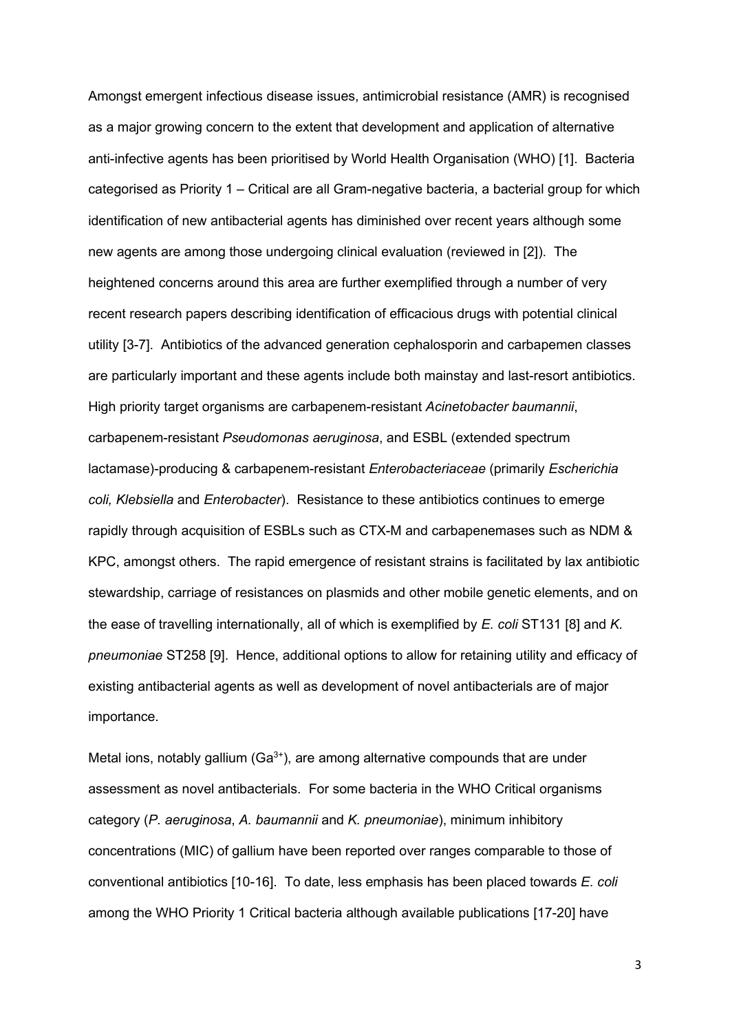Amongst emergent infectious disease issues, antimicrobial resistance (AMR) is recognised as a major growing concern to the extent that development and application of alternative anti-infective agents has been prioritised by World Health Organisation (WHO) [1]. Bacteria categorised as Priority 1 – Critical are all Gram-negative bacteria, a bacterial group for which identification of new antibacterial agents has diminished over recent years although some new agents are among those undergoing clinical evaluation (reviewed in [2]). The heightened concerns around this area are further exemplified through a number of very recent research papers describing identification of efficacious drugs with potential clinical utility [3-7]. Antibiotics of the advanced generation cephalosporin and carbapemen classes are particularly important and these agents include both mainstay and last-resort antibiotics. High priority target organisms are carbapenem-resistant *Acinetobacter baumannii*, carbapenem-resistant *Pseudomonas aeruginosa*, and ESBL (extended spectrum lactamase)-producing & carbapenem-resistant *Enterobacteriaceae* (primarily *Escherichia coli, Klebsiella* and *Enterobacter*). Resistance to these antibiotics continues to emerge rapidly through acquisition of ESBLs such as CTX-M and carbapenemases such as NDM & KPC, amongst others. The rapid emergence of resistant strains is facilitated by lax antibiotic stewardship, carriage of resistances on plasmids and other mobile genetic elements, and on the ease of travelling internationally, all of which is exemplified by *E. coli* ST131 [8] and *K. pneumoniae* ST258 [9]. Hence, additional options to allow for retaining utility and efficacy of existing antibacterial agents as well as development of novel antibacterials are of major importance.

Metal ions, notably gallium ($Ga^{3+}$), are among alternative compounds that are under assessment as novel antibacterials. For some bacteria in the WHO Critical organisms category (*P. aeruginosa*, *A. baumannii* and *K. pneumoniae*), minimum inhibitory concentrations (MIC) of gallium have been reported over ranges comparable to those of conventional antibiotics [10-16]. To date, less emphasis has been placed towards *E. coli* among the WHO Priority 1 Critical bacteria although available publications [17-20] have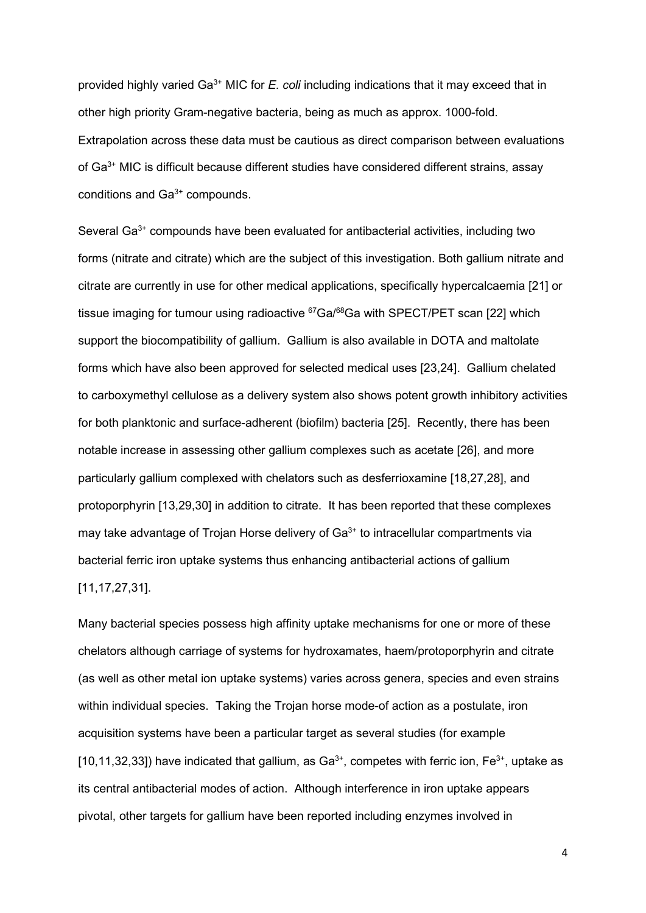provided highly varied $Ga^{3+}$ MIC for *E. coli* including indications that it may exceed that in other high priority Gram-negative bacteria, being as much as approx. 1000-fold. Extrapolation across these data must be cautious as direct comparison between evaluations of $Ga^{3+}$ MIC is difficult because different studies have considered different strains, assay conditions and $Ga^{3+}$ compounds.

Several $Ga^{3+}$ compounds have been evaluated for antibacterial activities, including two forms (nitrate and citrate) which are the subject of this investigation. Both gallium nitrate and citrate are currently in use for other medical applications, specifically hypercalcaemia [21] or tissue imaging for tumour using radioactive $^{67}Ga$/$^{68}Ga$ with SPECT/PET scan [22] which support the biocompatibility of gallium. Gallium is also available in DOTA and maltolate forms which have also been approved for selected medical uses [23,24]. Gallium chelated to carboxymethyl cellulose as a delivery system also shows potent growth inhibitory activities for both planktonic and surface-adherent (biofilm) bacteria [25]. Recently, there has been notable increase in assessing other gallium complexes such as acetate [26], and more particularly gallium complexed with chelators such as desferrioxamine [18,27,28], and protoporphyrin [13,29,30] in addition to citrate. It has been reported that these complexes may take advantage of Trojan Horse delivery of $Ga^{3+}$ to intracellular compartments via bacterial ferric iron uptake systems thus enhancing antibacterial actions of gallium [11,17,27,31].

Many bacterial species possess high affinity uptake mechanisms for one or more of these chelators although carriage of systems for hydroxamates, haem/protoporphyrin and citrate (as well as other metal ion uptake systems) varies across genera, species and even strains within individual species. Taking the Trojan horse mode-of action as a postulate, iron acquisition systems have been a particular target as several studies (for example [10,11,32,33]) have indicated that gallium, as $Ga^{3+}$, competes with ferric ion, $Fe^{3+}$, uptake as its central antibacterial modes of action. Although interference in iron uptake appears pivotal, other targets for gallium have been reported including enzymes involved in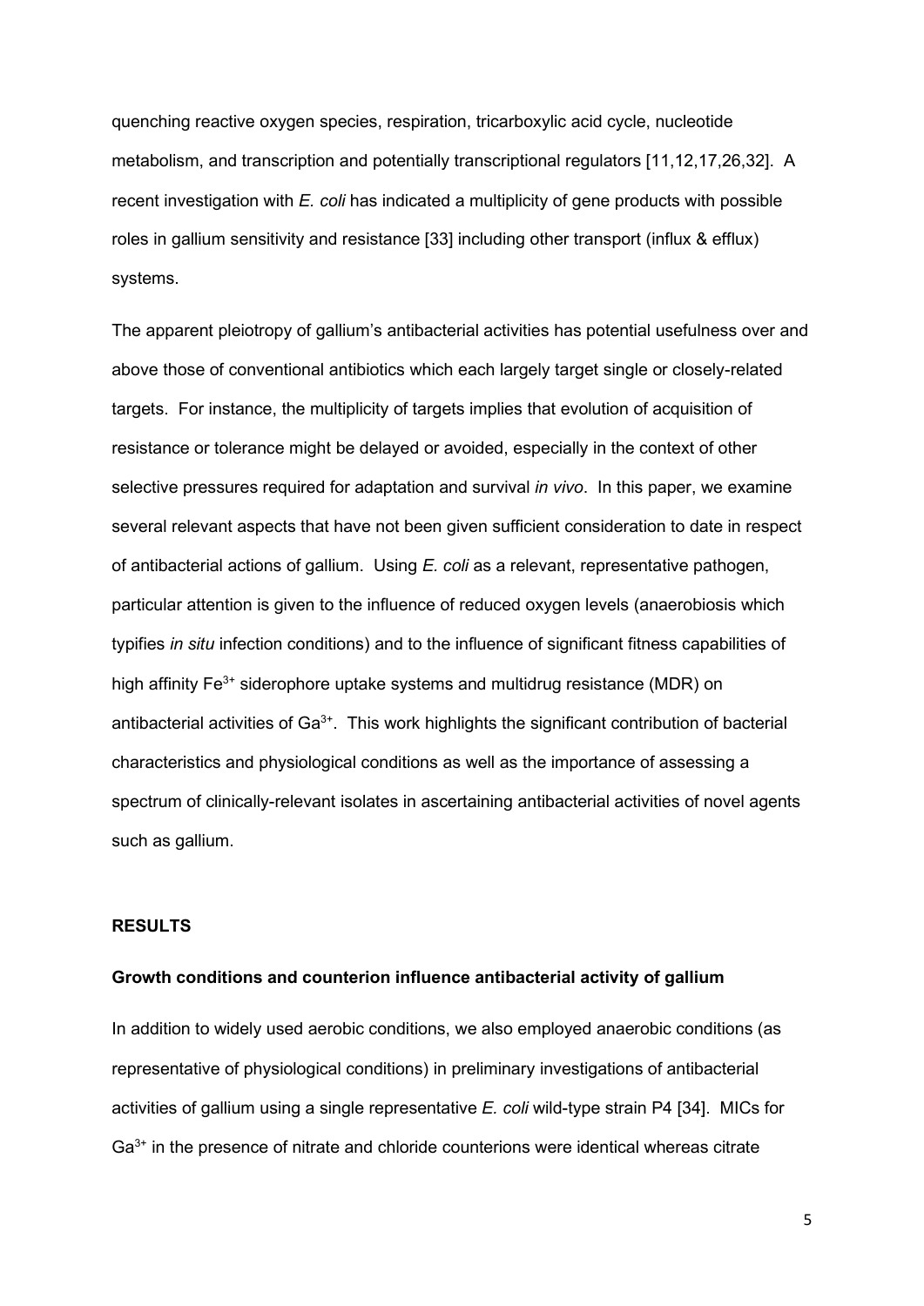quenching reactive oxygen species, respiration, tricarboxylic acid cycle, nucleotide metabolism, and transcription and potentially transcriptional regulators [11,12,17,26,32]. A recent investigation with *E. coli* has indicated a multiplicity of gene products with possible roles in gallium sensitivity and resistance [33] including other transport (influx & efflux) systems.

The apparent pleiotropy of gallium's antibacterial activities has potential usefulness over and above those of conventional antibiotics which each largely target single or closely-related targets. For instance, the multiplicity of targets implies that evolution of acquisition of resistance or tolerance might be delayed or avoided, especially in the context of other selective pressures required for adaptation and survival *in vivo*. In this paper, we examine several relevant aspects that have not been given sufficient consideration to date in respect of antibacterial actions of gallium. Using *E. coli* as a relevant, representative pathogen, particular attention is given to the influence of reduced oxygen levels (anaerobiosis which typifies *in situ* infection conditions) and to the influence of significant fitness capabilities of high affinity $Fe^{3+}$ siderophore uptake systems and multidrug resistance (MDR) on antibacterial activities of $Ga^{3+}$. This work highlights the significant contribution of bacterial characteristics and physiological conditions as well as the importance of assessing a spectrum of clinically-relevant isolates in ascertaining antibacterial activities of novel agents such as gallium.

## RESULTS

### Growth conditions and counterion influence antibacterial activity of gallium

In addition to widely used aerobic conditions, we also employed anaerobic conditions (as representative of physiological conditions) in preliminary investigations of antibacterial activities of gallium using a single representative *E. coli* wild-type strain P4 [34]. MICs for $Ga^{3+}$ in the presence of nitrate and chloride counterions were identical whereas citrate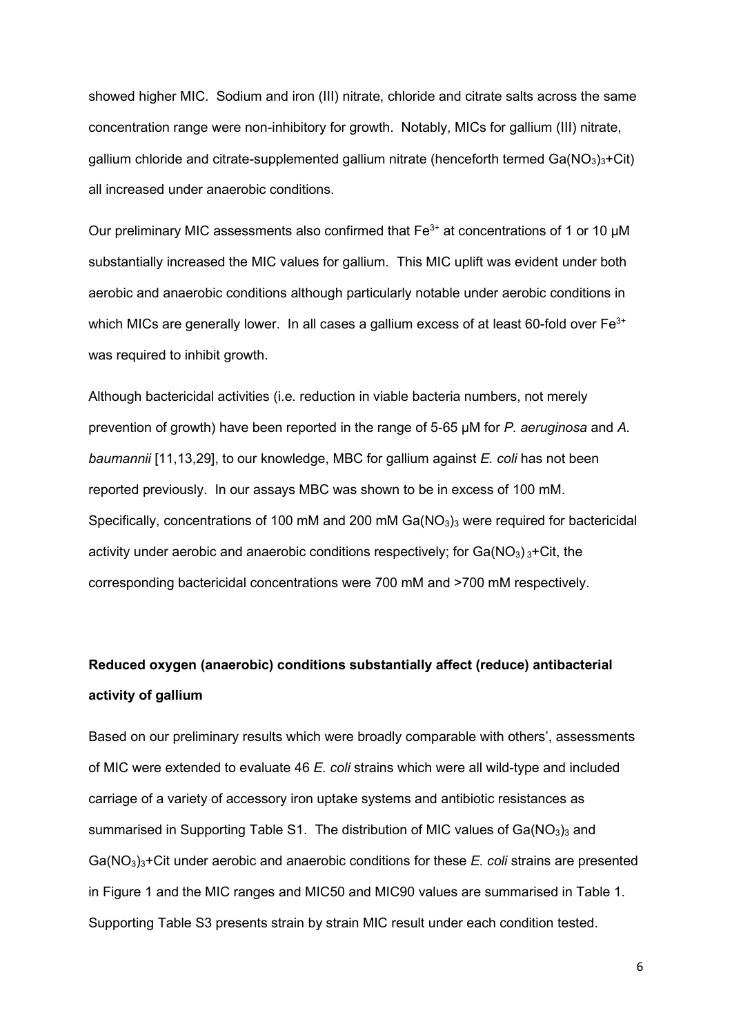showed higher MIC. Sodium and iron (III) nitrate, chloride and citrate salts across the same concentration range were non-inhibitory for growth. Notably, MICs for gallium (III) nitrate, gallium chloride and citrate-supplemented gallium nitrate (henceforth termed $Ga(NO_3)_3$+Cit) all increased under anaerobic conditions.

Our preliminary MIC assessments also confirmed that $Fe^{3+}$ at concentrations of 1 or 10 μM substantially increased the MIC values for gallium. This MIC uplift was evident under both aerobic and anaerobic conditions although particularly notable under aerobic conditions in which MICs are generally lower. In all cases a gallium excess of at least 60-fold over $Fe^{3+}$ was required to inhibit growth.

Although bactericidal activities (i.e. reduction in viable bacteria numbers, not merely prevention of growth) have been reported in the range of 5-65 μM for *P. aeruginosa* and *A. baumannii* [11,13,29], to our knowledge, MBC for gallium against *E. coli* has not been reported previously. In our assays MBC was shown to be in excess of 100 mM. Specifically, concentrations of 100 mM and 200 mM $Ga(NO_3)_3$ were required for bactericidal activity under aerobic and anaerobic conditions respectively; for $Ga(NO_3)_3$+Cit, the corresponding bactericidal concentrations were 700 mM and >700 mM respectively.

**Reduced oxygen (anaerobic) conditions substantially affect (reduce) antibacterial activity of gallium**

Based on our preliminary results which were broadly comparable with others', assessments of MIC were extended to evaluate 46 *E. coli* strains which were all wild-type and included carriage of a variety of accessory iron uptake systems and antibiotic resistances as summarised in Supporting Table S1. The distribution of MIC values of $Ga(NO_3)_3$ and $Ga(NO_3)_3$+Cit under aerobic and anaerobic conditions for these *E. coli* strains are presented in Figure 1 and the MIC ranges and MIC50 and MIC90 values are summarised in Table 1. Supporting Table S3 presents strain by strain MIC result under each condition tested.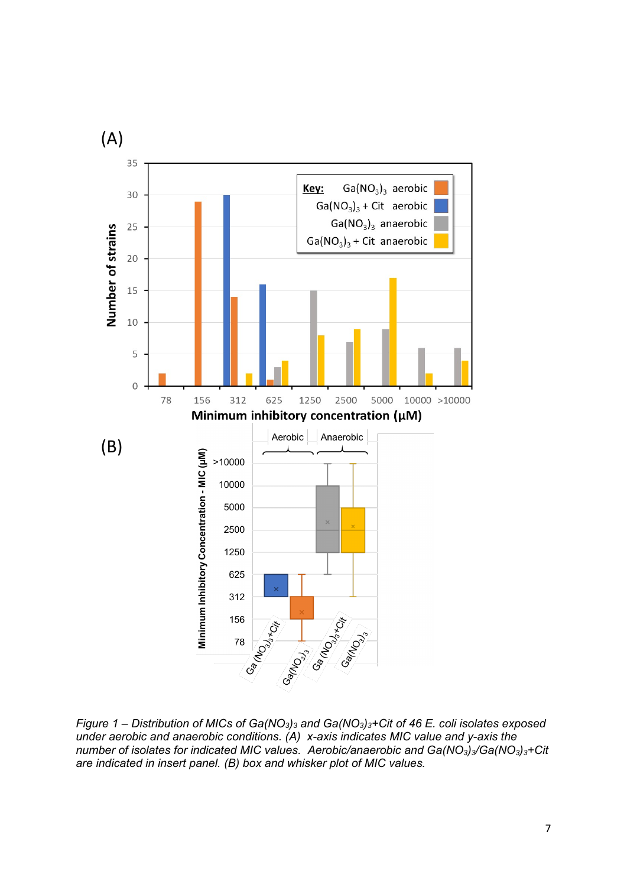Figure 1 – *Distribution of MICs of $Ga(NO_3)_3$ and $Ga(NO_3)_3$+Cit of 46 E. coli isolates exposed under aerobic and anaerobic conditions. (A) x-axis indicates MIC value and y-axis the number of isolates for indicated MIC values. Aerobic/anaerobic and $Ga(NO_3)_3$/$Ga(NO_3)_3$+Cit are indicated in insert panel. (B) box and whisker plot of MIC values.*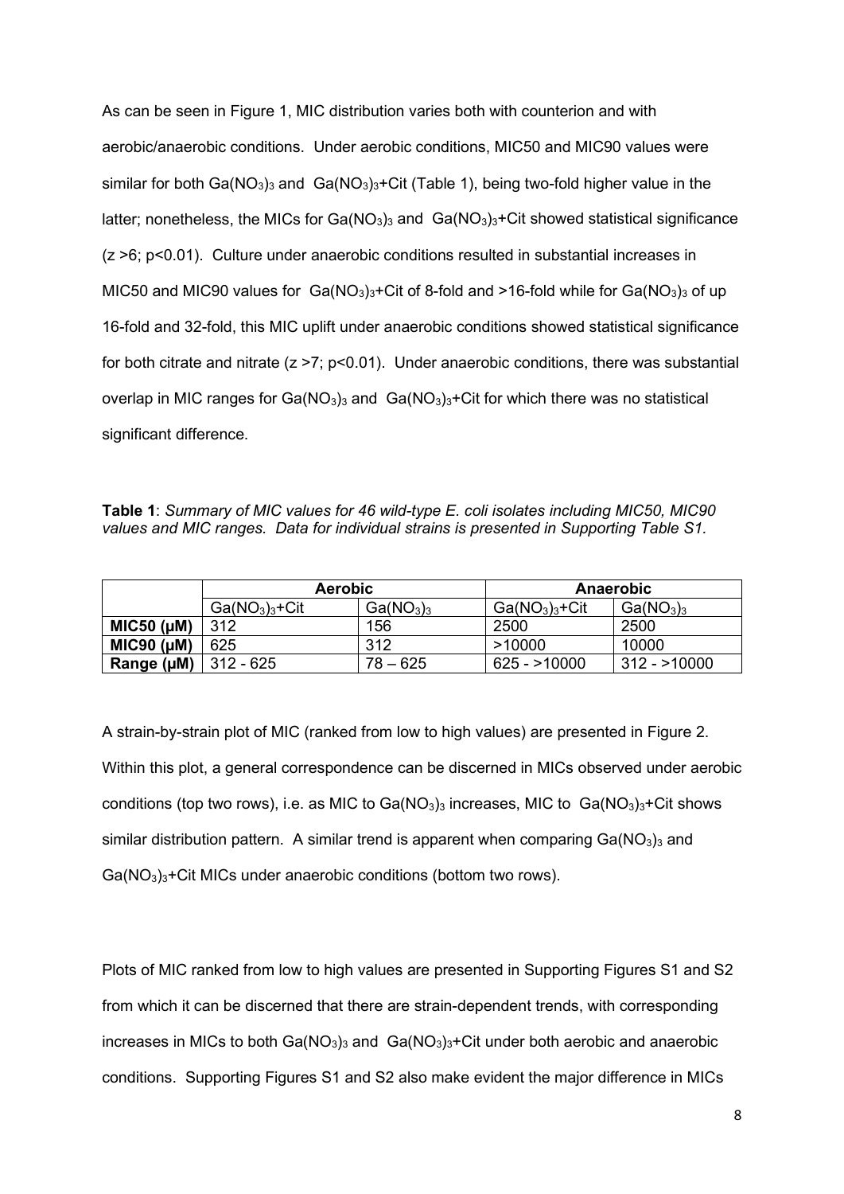As can be seen in Figure 1, MIC distribution varies both with counterion and with aerobic/anaerobic conditions. Under aerobic conditions, MIC50 and MIC90 values were similar for both $Ga(NO_3)_3$ and $Ga(NO_3)_3$+Cit (Table 1), being two-fold higher value in the latter; nonetheless, the MICs for $Ga(NO_3)_3$ and $Ga(NO_3)_3$+Cit showed statistical significance ($z > 6$; $p < 0.01$). Culture under anaerobic conditions resulted in substantial increases in MIC50 and MIC90 values for $Ga(NO_3)_3$+Cit of 8-fold and >16-fold while for $Ga(NO_3)_3$ of up 16-fold and 32-fold, this MIC uplift under anaerobic conditions showed statistical significance for both citrate and nitrate ($z > 7$; $p < 0.01$). Under anaerobic conditions, there was substantial overlap in MIC ranges for $Ga(NO_3)_3$ and $Ga(NO_3)_3$+Cit for which there was no statistical significant difference.

**Table 1**: *Summary of MIC values for 46 wild-type E. coli isolates including MIC50, MIC90 values and MIC ranges. Data for individual strains is presented in Supporting Table S1.*

| | **Aerobic** | | **Anaerobic** | |
|---|---|---|---|---|
| | $Ga(NO_3)_3$+Cit | $Ga(NO_3)_3$ | $Ga(NO_3)_3$+Cit | $Ga(NO_3)_3$ |
| **MIC50 (μM)** | 312 | 156 | 2500 | 2500 |
| **MIC90 (μM)** | 625 | 312 | >10000 | 10000 |
| **Range (μM)** | 312 - 625 | 78 – 625 | 625 - >10000 | 312 - >10000 |

A strain-by-strain plot of MIC (ranked from low to high values) are presented in Figure 2. Within this plot, a general correspondence can be discerned in MICs observed under aerobic conditions (top two rows), i.e. as MIC to $Ga(NO_3)_3$ increases, MIC to $Ga(NO_3)_3$+Cit shows similar distribution pattern. A similar trend is apparent when comparing $Ga(NO_3)_3$ and $Ga(NO_3)_3$+Cit MICs under anaerobic conditions (bottom two rows).

Plots of MIC ranked from low to high values are presented in Supporting Figures S1 and S2 from which it can be discerned that there are strain-dependent trends, with corresponding increases in MICs to both $Ga(NO_3)_3$ and $Ga(NO_3)_3$+Cit under both aerobic and anaerobic conditions. Supporting Figures S1 and S2 also make evident the major difference in MICs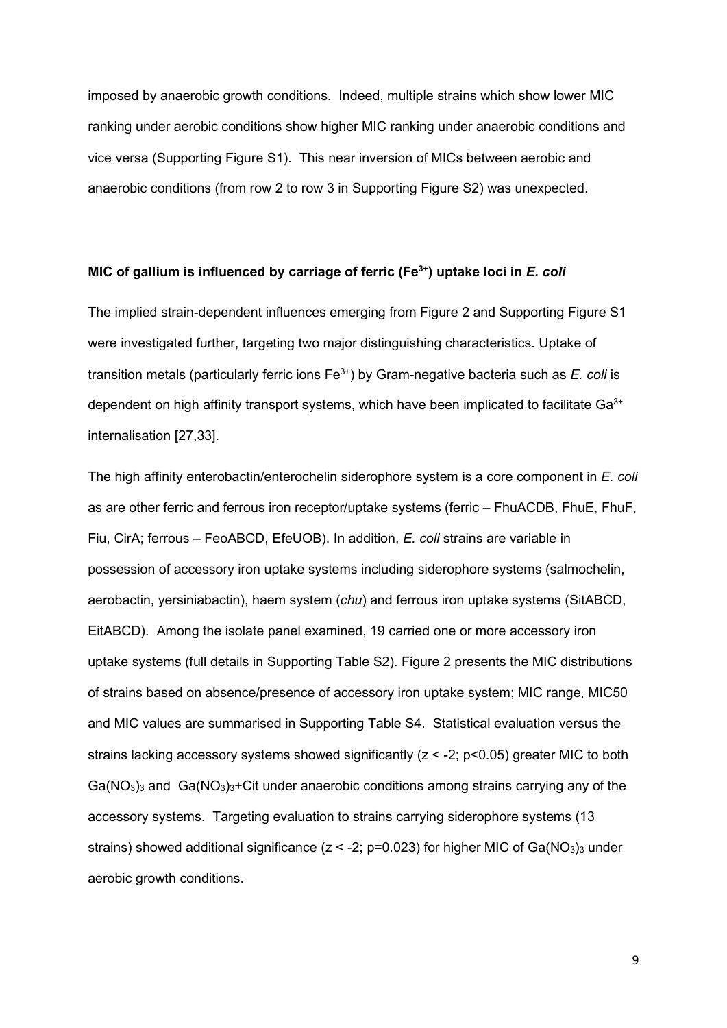imposed by anaerobic growth conditions. Indeed, multiple strains which show lower MIC ranking under aerobic conditions show higher MIC ranking under anaerobic conditions and vice versa (Supporting Figure S1). This near inversion of MICs between aerobic and anaerobic conditions (from row 2 to row 3 in Supporting Figure S2) was unexpected.

### MIC of gallium is influenced by carriage of ferric ($Fe^{3+}$) uptake loci in *E. coli*

The implied strain-dependent influences emerging from Figure 2 and Supporting Figure S1 were investigated further, targeting two major distinguishing characteristics. Uptake of transition metals (particularly ferric ions $Fe^{3+}$) by Gram-negative bacteria such as *E. coli* is dependent on high affinity transport systems, which have been implicated to facilitate $Ga^{3+}$ internalisation [27,33].

The high affinity enterobactin/enterochelin siderophore system is a core component in *E. coli* as are other ferric and ferrous iron receptor/uptake systems (ferric – FhuACDB, FhuE, FhuF, Fiu, CirA; ferrous – FeoABCD, EfeUOB). In addition, *E. coli* strains are variable in possession of accessory iron uptake systems including siderophore systems (salmochelin, aerobactin, yersiniabactin), haem system (*chu*) and ferrous iron uptake systems (SitABCD, EitABCD). Among the isolate panel examined, 19 carried one or more accessory iron uptake systems (full details in Supporting Table S2). Figure 2 presents the MIC distributions of strains based on absence/presence of accessory iron uptake system; MIC range, MIC50 and MIC values are summarised in Supporting Table S4. Statistical evaluation versus the strains lacking accessory systems showed significantly ($z < -2$; $p<0.05$) greater MIC to both $Ga(NO_3)_3$ and $Ga(NO_3)_3$+Cit under anaerobic conditions among strains carrying any of the accessory systems. Targeting evaluation to strains carrying siderophore systems (13 strains) showed additional significance ($z < -2$; $p=0.023$) for higher MIC of $Ga(NO_3)_3$ under aerobic growth conditions.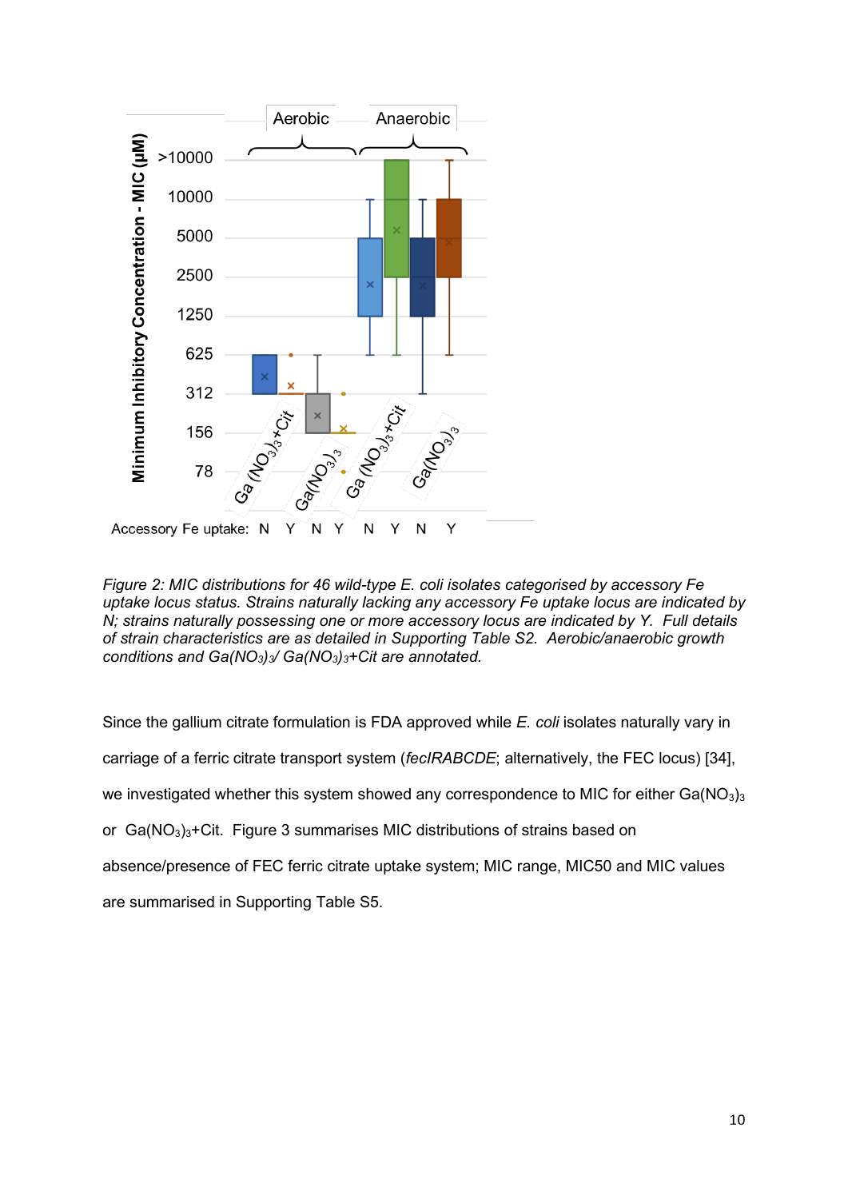*Figure 2: MIC distributions for 46 wild-type E. coli isolates categorised by accessory Fe uptake locus status. Strains naturally lacking any accessory Fe uptake locus are indicated by N; strains naturally possessing one or more accessory locus are indicated by Y. Full details of strain characteristics are as detailed in Supporting Table S2. Aerobic/anaerobic growth conditions and $Ga(NO_3)_3$/ $Ga(NO_3)_3$+Cit are annotated.*

Since the gallium citrate formulation is FDA approved while *E. coli* isolates naturally vary in carriage of a ferric citrate transport system (*fecIRABCDE*; alternatively, the FEC locus) [34], we investigated whether this system showed any correspondence to MIC for either $Ga(NO_3)_3$ or $Ga(NO_3)_3$+Cit. Figure 3 summarises MIC distributions of strains based on absence/presence of FEC ferric citrate uptake system; MIC range, MIC50 and MIC values are summarised in Supporting Table S5.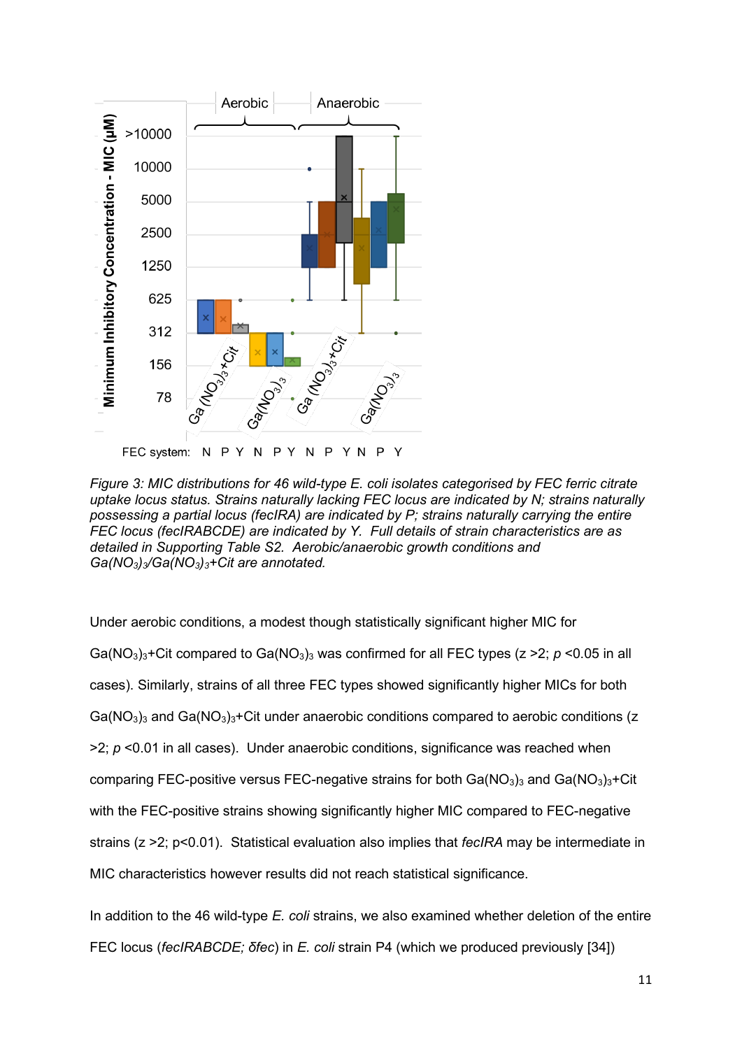Figure 3: *MIC distributions for 46 wild-type E. coli isolates categorised by FEC ferric citrate uptake locus status. Strains naturally lacking FEC locus are indicated by N; strains naturally possessing a partial locus (fecIRA) are indicated by P; strains naturally carrying the entire FEC locus (fecIRABCDE) are indicated by Y. Full details of strain characteristics are as detailed in Supporting Table S2. Aerobic/anaerobic growth conditions and $Ga(NO_3)_3$/$Ga(NO_3)_3$+Cit are annotated.*

Under aerobic conditions, a modest though statistically significant higher MIC for $Ga(NO_3)_3$+Cit compared to $Ga(NO_3)_3$ was confirmed for all FEC types ($z > 2$; $p < 0.05$ in all cases). Similarly, strains of all three FEC types showed significantly higher MICs for both $Ga(NO_3)_3$ and $Ga(NO_3)_3$+Cit under anaerobic conditions compared to aerobic conditions ($z > 2$; $p < 0.01$ in all cases). Under anaerobic conditions, significance was reached when comparing FEC-positive versus FEC-negative strains for both $Ga(NO_3)_3$ and $Ga(NO_3)_3$+Cit with the FEC-positive strains showing significantly higher MIC compared to FEC-negative strains ($z > 2$; $p < 0.01$). Statistical evaluation also implies that *fecIRA* may be intermediate in MIC characteristics however results did not reach statistical significance.

In addition to the 46 wild-type *E. coli* strains, we also examined whether deletion of the entire FEC locus (*fecIRABCDE; δfec*) in *E. coli* strain P4 (which we produced previously [34])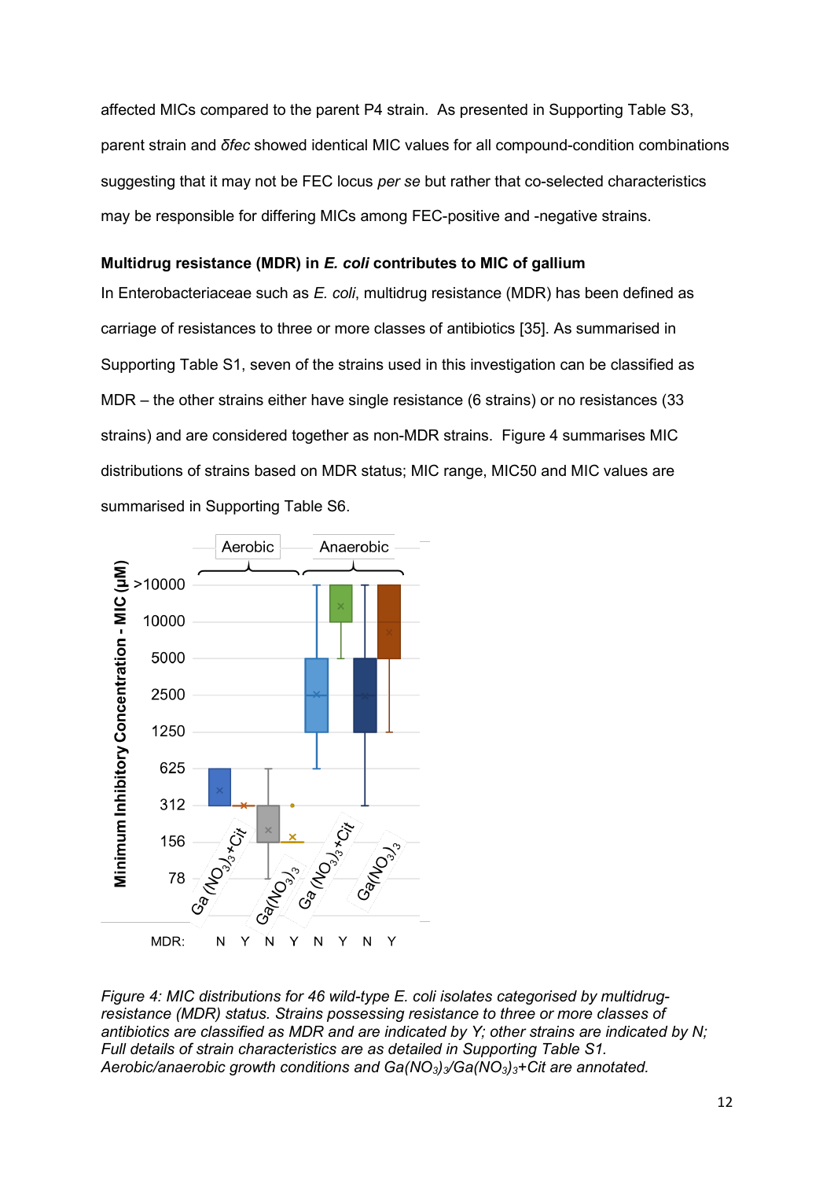affected MICs compared to the parent P4 strain. As presented in Supporting Table S3, parent strain and *δfec* showed identical MIC values for all compound-condition combinations suggesting that it may not be FEC locus *per se* but rather that co-selected characteristics may be responsible for differing MICs among FEC-positive and -negative strains.

**Multidrug resistance (MDR) in *E. coli* contributes to MIC of gallium**

In Enterobacteriaceae such as *E. coli*, multidrug resistance (MDR) has been defined as carriage of resistances to three or more classes of antibiotics [35]. As summarised in Supporting Table S1, seven of the strains used in this investigation can be classified as MDR – the other strains either have single resistance (6 strains) or no resistances (33 strains) and are considered together as non-MDR strains. Figure 4 summarises MIC distributions of strains based on MDR status; MIC range, MIC50 and MIC values are summarised in Supporting Table S6.

*Figure 4: MIC distributions for 46 wild-type E. coli isolates categorised by multidrug-resistance (MDR) status. Strains possessing resistance to three or more classes of antibiotics are classified as MDR and are indicated by Y; other strains are indicated by N; Full details of strain characteristics are as detailed in Supporting Table S1. Aerobic/anaerobic growth conditions and $Ga(NO_3)_3$/$Ga(NO_3)_3$+Cit are annotated.*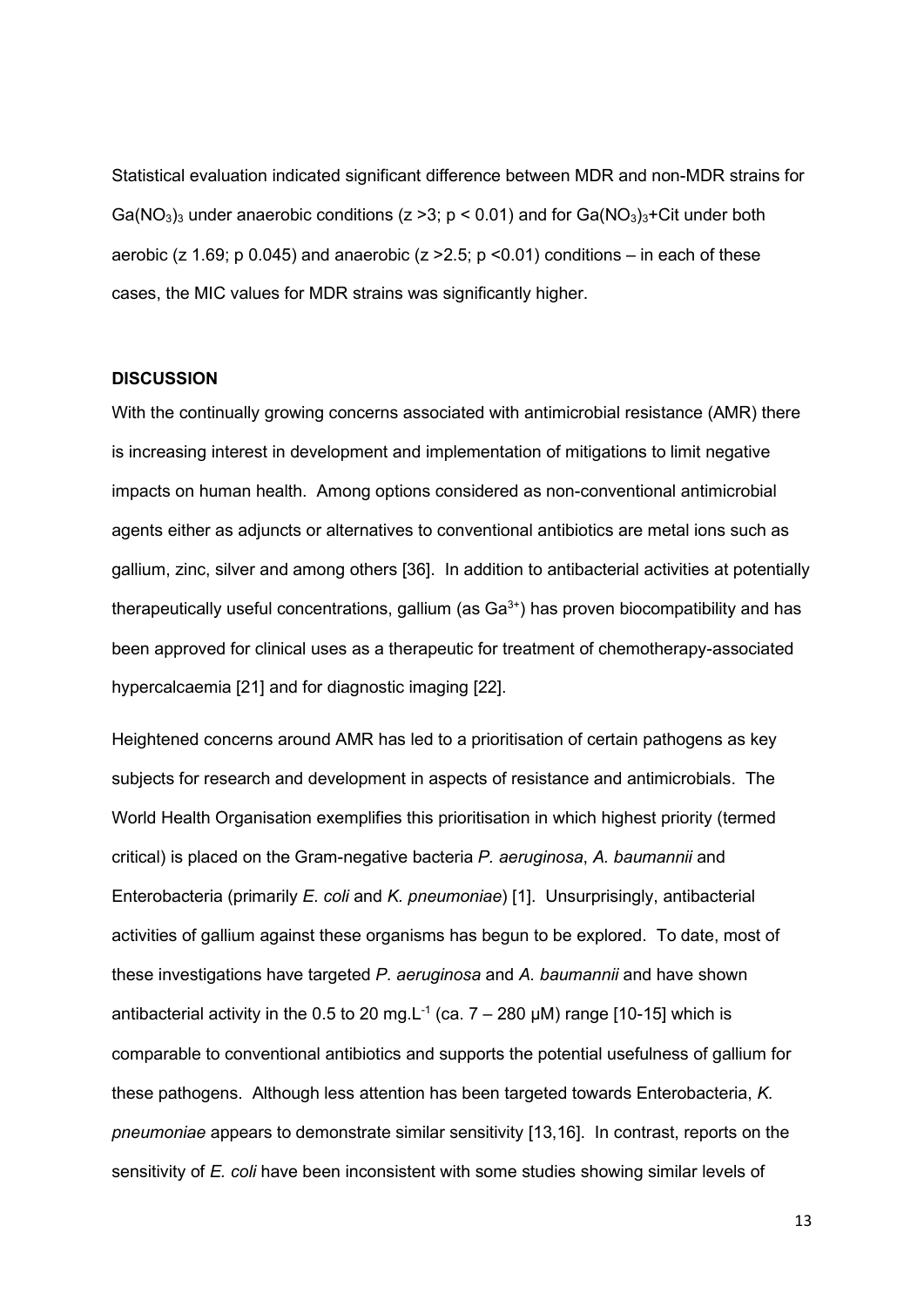Statistical evaluation indicated significant difference between MDR and non-MDR strains for $Ga(NO_3)_3$ under anaerobic conditions ($z > 3$; $p < 0.01$) and for $Ga(NO_3)_3$+Cit under both aerobic (z 1.69; p 0.045) and anaerobic ($z > 2.5$; $p < 0.01$) conditions – in each of these cases, the MIC values for MDR strains was significantly higher.

## DISCUSSION

With the continually growing concerns associated with antimicrobial resistance (AMR) there is increasing interest in development and implementation of mitigations to limit negative impacts on human health. Among options considered as non-conventional antimicrobial agents either as adjuncts or alternatives to conventional antibiotics are metal ions such as gallium, zinc, silver and among others [36]. In addition to antibacterial activities at potentially therapeutically useful concentrations, gallium (as $Ga^{3+}$) has proven biocompatibility and has been approved for clinical uses as a therapeutic for treatment of chemotherapy-associated hypercalcaemia [21] and for diagnostic imaging [22].

Heightened concerns around AMR has led to a prioritisation of certain pathogens as key subjects for research and development in aspects of resistance and antimicrobials. The World Health Organisation exemplifies this prioritisation in which highest priority (termed critical) is placed on the Gram-negative bacteria *P. aeruginosa*, *A. baumannii* and Enterobacteria (primarily *E. coli* and *K. pneumoniae*) [1]. Unsurprisingly, antibacterial activities of gallium against these organisms has begun to be explored. To date, most of these investigations have targeted *P. aeruginosa* and *A. baumannii* and have shown antibacterial activity in the 0.5 to 20 $mg.L^{-1}$ (ca. 7 – 280 μM) range [10-15] which is comparable to conventional antibiotics and supports the potential usefulness of gallium for these pathogens. Although less attention has been targeted towards Enterobacteria, *K. pneumoniae* appears to demonstrate similar sensitivity [13,16]. In contrast, reports on the sensitivity of *E. coli* have been inconsistent with some studies showing similar levels of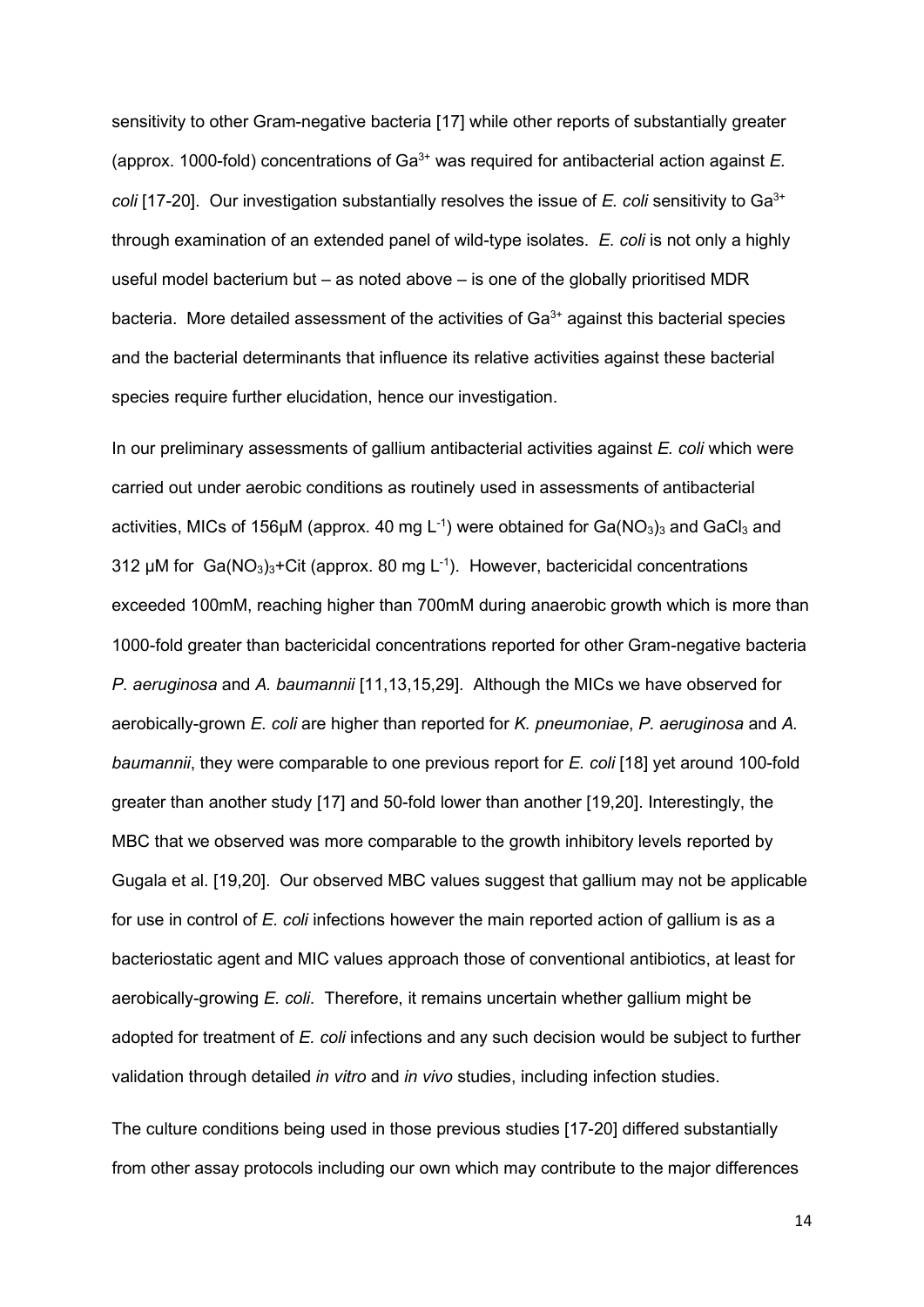sensitivity to other Gram-negative bacteria [17] while other reports of substantially greater (approx. 1000-fold) concentrations of $Ga^{3+}$ was required for antibacterial action against *E. coli* [17-20]. Our investigation substantially resolves the issue of *E. coli* sensitivity to $Ga^{3+}$ through examination of an extended panel of wild-type isolates. *E. coli* is not only a highly useful model bacterium but – as noted above – is one of the globally prioritised MDR bacteria. More detailed assessment of the activities of $Ga^{3+}$ against this bacterial species and the bacterial determinants that influence its relative activities against these bacterial species require further elucidation, hence our investigation.

In our preliminary assessments of gallium antibacterial activities against *E. coli* which were carried out under aerobic conditions as routinely used in assessments of antibacterial activities, MICs of 156μM (approx. 40 mg $L^{-1}$) were obtained for $Ga(NO_3)_3$ and $GaCl_3$ and 312 μM for $Ga(NO_3)_3$+Cit (approx. 80 mg $L^{-1}$). However, bactericidal concentrations exceeded 100mM, reaching higher than 700mM during anaerobic growth which is more than 1000-fold greater than bactericidal concentrations reported for other Gram-negative bacteria *P. aeruginosa* and *A. baumannii* [11,13,15,29]. Although the MICs we have observed for aerobically-grown *E. coli* are higher than reported for *K. pneumoniae*, *P. aeruginosa* and *A. baumannii*, they were comparable to one previous report for *E. coli* [18] yet around 100-fold greater than another study [17] and 50-fold lower than another [19,20]. Interestingly, the MBC that we observed was more comparable to the growth inhibitory levels reported by Gugala et al. [19,20]. Our observed MBC values suggest that gallium may not be applicable for use in control of *E. coli* infections however the main reported action of gallium is as a bacteriostatic agent and MIC values approach those of conventional antibiotics, at least for aerobically-growing *E. coli*. Therefore, it remains uncertain whether gallium might be adopted for treatment of *E. coli* infections and any such decision would be subject to further validation through detailed *in vitro* and *in vivo* studies, including infection studies.

The culture conditions being used in those previous studies [17-20] differed substantially from other assay protocols including our own which may contribute to the major differences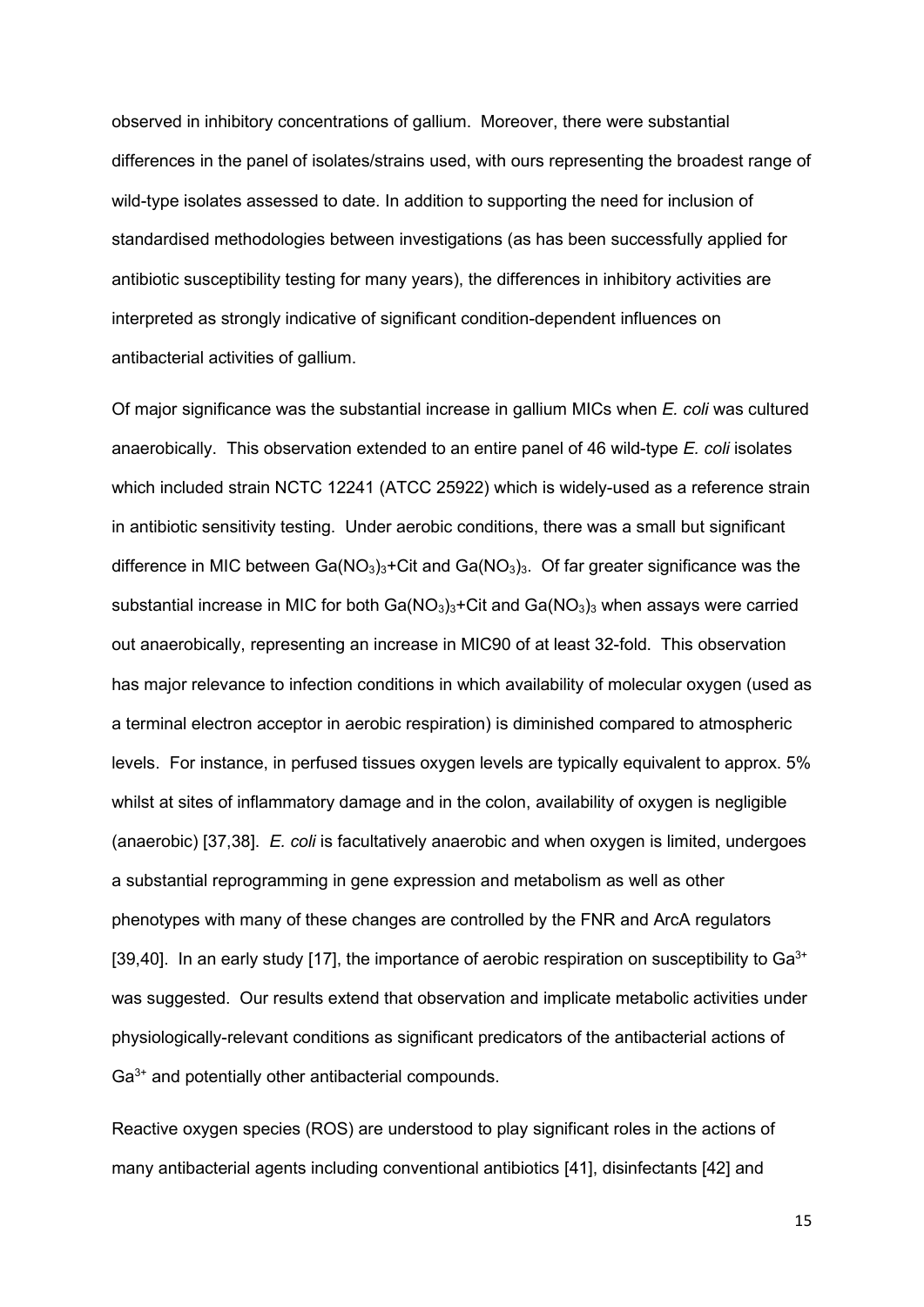observed in inhibitory concentrations of gallium. Moreover, there were substantial differences in the panel of isolates/strains used, with ours representing the broadest range of wild-type isolates assessed to date. In addition to supporting the need for inclusion of standardised methodologies between investigations (as has been successfully applied for antibiotic susceptibility testing for many years), the differences in inhibitory activities are interpreted as strongly indicative of significant condition-dependent influences on antibacterial activities of gallium.

Of major significance was the substantial increase in gallium MICs when *E. coli* was cultured anaerobically. This observation extended to an entire panel of 46 wild-type *E. coli* isolates which included strain NCTC 12241 (ATCC 25922) which is widely-used as a reference strain in antibiotic sensitivity testing. Under aerobic conditions, there was a small but significant difference in MIC between $Ga(NO_3)_3$+Cit and $Ga(NO_3)_3$. Of far greater significance was the substantial increase in MIC for both $Ga(NO_3)_3$+Cit and $Ga(NO_3)_3$ when assays were carried out anaerobically, representing an increase in MIC90 of at least 32-fold. This observation has major relevance to infection conditions in which availability of molecular oxygen (used as a terminal electron acceptor in aerobic respiration) is diminished compared to atmospheric levels. For instance, in perfused tissues oxygen levels are typically equivalent to approx. 5% whilst at sites of inflammatory damage and in the colon, availability of oxygen is negligible (anaerobic) [37,38]. *E. coli* is facultatively anaerobic and when oxygen is limited, undergoes a substantial reprogramming in gene expression and metabolism as well as other phenotypes with many of these changes are controlled by the FNR and ArcA regulators [39,40]. In an early study [17], the importance of aerobic respiration on susceptibility to $Ga^{3+}$ was suggested. Our results extend that observation and implicate metabolic activities under physiologically-relevant conditions as significant predicators of the antibacterial actions of $Ga^{3+}$ and potentially other antibacterial compounds.

Reactive oxygen species (ROS) are understood to play significant roles in the actions of many antibacterial agents including conventional antibiotics [41], disinfectants [42] and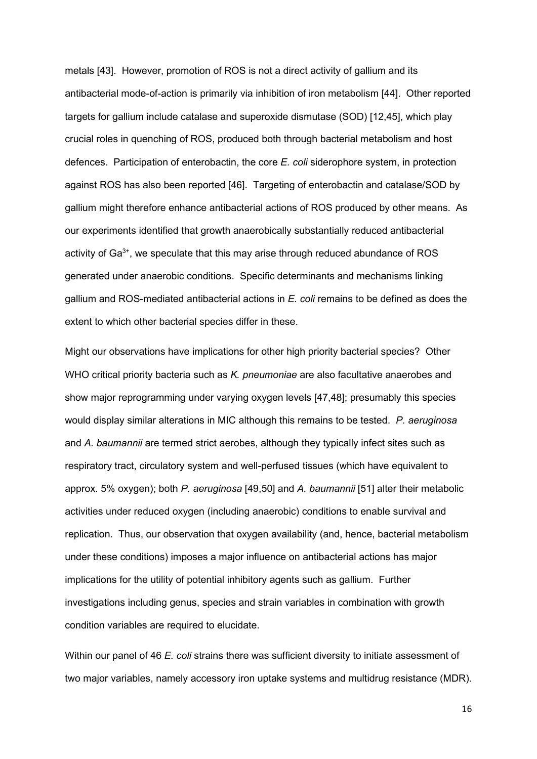metals [43]. However, promotion of ROS is not a direct activity of gallium and its antibacterial mode-of-action is primarily via inhibition of iron metabolism [44]. Other reported targets for gallium include catalase and superoxide dismutase (SOD) [12,45], which play crucial roles in quenching of ROS, produced both through bacterial metabolism and host defences. Participation of enterobactin, the core *E. coli* siderophore system, in protection against ROS has also been reported [46]. Targeting of enterobactin and catalase/SOD by gallium might therefore enhance antibacterial actions of ROS produced by other means. As our experiments identified that growth anaerobically substantially reduced antibacterial activity of $Ga^{3+}$, we speculate that this may arise through reduced abundance of ROS generated under anaerobic conditions. Specific determinants and mechanisms linking gallium and ROS-mediated antibacterial actions in *E. coli* remains to be defined as does the extent to which other bacterial species differ in these.

Might our observations have implications for other high priority bacterial species? Other WHO critical priority bacteria such as *K. pneumoniae* are also facultative anaerobes and show major reprogramming under varying oxygen levels [47,48]; presumably this species would display similar alterations in MIC although this remains to be tested. *P. aeruginosa* and *A. baumannii* are termed strict aerobes, although they typically infect sites such as respiratory tract, circulatory system and well-perfused tissues (which have equivalent to approx. 5% oxygen); both *P. aeruginosa* [49,50] and *A. baumannii* [51] alter their metabolic activities under reduced oxygen (including anaerobic) conditions to enable survival and replication. Thus, our observation that oxygen availability (and, hence, bacterial metabolism under these conditions) imposes a major influence on antibacterial actions has major implications for the utility of potential inhibitory agents such as gallium. Further investigations including genus, species and strain variables in combination with growth condition variables are required to elucidate.

Within our panel of 46 *E. coli* strains there was sufficient diversity to initiate assessment of two major variables, namely accessory iron uptake systems and multidrug resistance (MDR).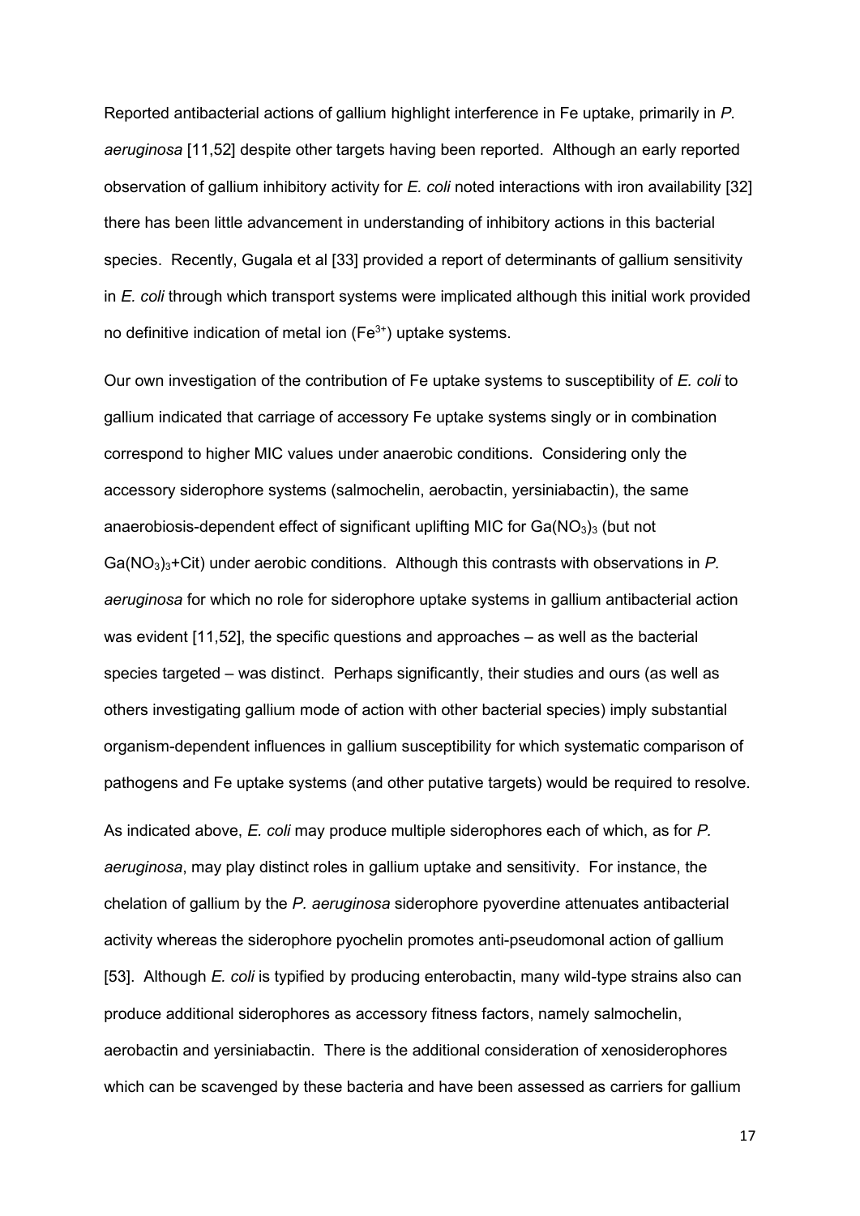Reported antibacterial actions of gallium highlight interference in Fe uptake, primarily in *P. aeruginosa* [11,52] despite other targets having been reported. Although an early reported observation of gallium inhibitory activity for *E. coli* noted interactions with iron availability [32] there has been little advancement in understanding of inhibitory actions in this bacterial species. Recently, Gugala et al [33] provided a report of determinants of gallium sensitivity in *E. coli* through which transport systems were implicated although this initial work provided no definitive indication of metal ion ($Fe^{3+}$) uptake systems.

Our own investigation of the contribution of Fe uptake systems to susceptibility of *E. coli* to gallium indicated that carriage of accessory Fe uptake systems singly or in combination correspond to higher MIC values under anaerobic conditions. Considering only the accessory siderophore systems (salmochelin, aerobactin, yersiniabactin), the same anaerobiosis-dependent effect of significant uplifting MIC for $Ga(NO_3)_3$ (but not $Ga(NO_3)_3$+Cit) under aerobic conditions. Although this contrasts with observations in *P. aeruginosa* for which no role for siderophore uptake systems in gallium antibacterial action was evident [11,52], the specific questions and approaches – as well as the bacterial species targeted – was distinct. Perhaps significantly, their studies and ours (as well as others investigating gallium mode of action with other bacterial species) imply substantial organism-dependent influences in gallium susceptibility for which systematic comparison of pathogens and Fe uptake systems (and other putative targets) would be required to resolve.

As indicated above, *E. coli* may produce multiple siderophores each of which, as for *P. aeruginosa*, may play distinct roles in gallium uptake and sensitivity. For instance, the chelation of gallium by the *P. aeruginosa* siderophore pyoverdine attenuates antibacterial activity whereas the siderophore pyochelin promotes anti-pseudomonal action of gallium [53]. Although *E. coli* is typified by producing enterobactin, many wild-type strains also can produce additional siderophores as accessory fitness factors, namely salmochelin, aerobactin and yersiniabactin. There is the additional consideration of xenosiderophores which can be scavenged by these bacteria and have been assessed as carriers for gallium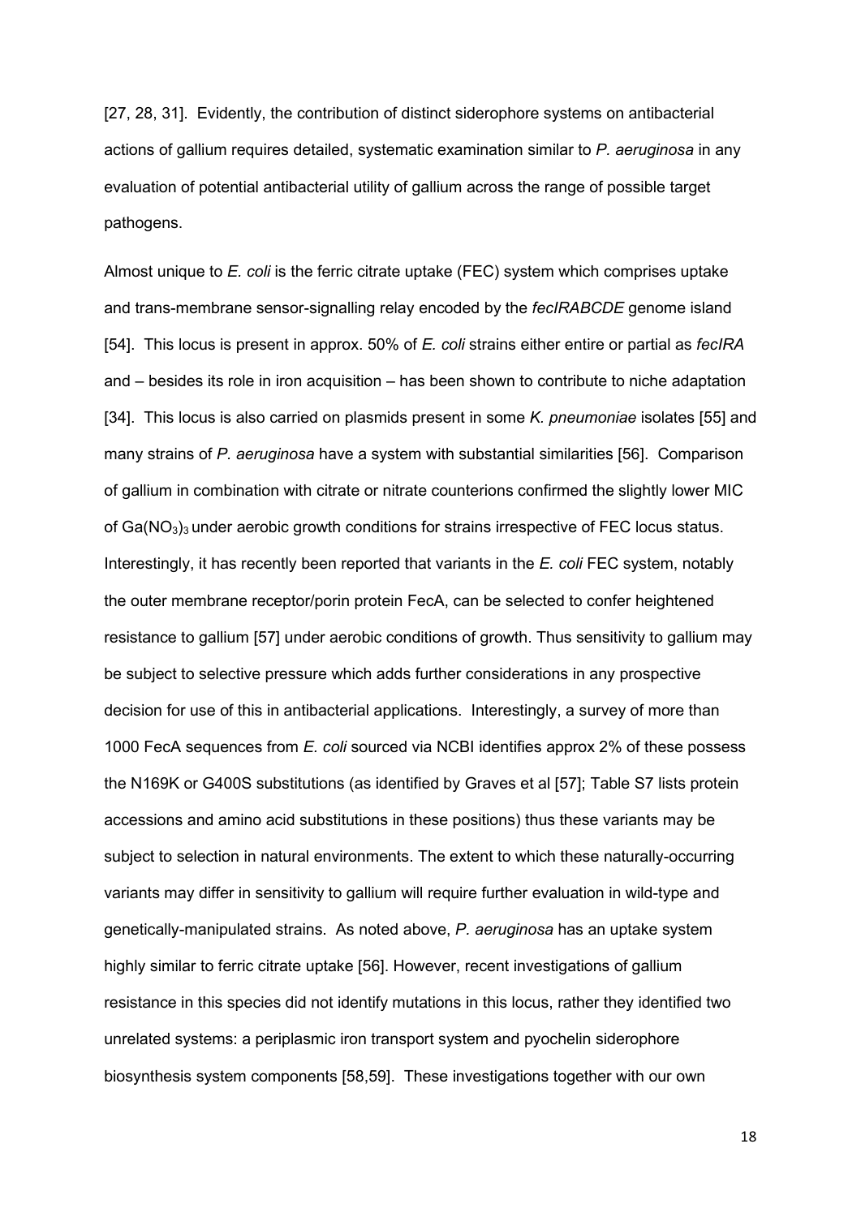[27, 28, 31]. Evidently, the contribution of distinct siderophore systems on antibacterial actions of gallium requires detailed, systematic examination similar to *P. aeruginosa* in any evaluation of potential antibacterial utility of gallium across the range of possible target pathogens.

Almost unique to *E. coli* is the ferric citrate uptake (FEC) system which comprises uptake and trans-membrane sensor-signalling relay encoded by the *fecIRABCDE* genome island [54]. This locus is present in approx. 50% of *E. coli* strains either entire or partial as *fecIRA* and – besides its role in iron acquisition – has been shown to contribute to niche adaptation [34]. This locus is also carried on plasmids present in some *K. pneumoniae* isolates [55] and many strains of *P. aeruginosa* have a system with substantial similarities [56]. Comparison of gallium in combination with citrate or nitrate counterions confirmed the slightly lower MIC of $Ga(NO_3)_3$ under aerobic growth conditions for strains irrespective of FEC locus status. Interestingly, it has recently been reported that variants in the *E. coli* FEC system, notably the outer membrane receptor/porin protein FecA, can be selected to confer heightened resistance to gallium [57] under aerobic conditions of growth. Thus sensitivity to gallium may be subject to selective pressure which adds further considerations in any prospective decision for use of this in antibacterial applications. Interestingly, a survey of more than 1000 FecA sequences from *E. coli* sourced via NCBI identifies approx 2% of these possess the N169K or G400S substitutions (as identified by Graves et al [57]; Table S7 lists protein accessions and amino acid substitutions in these positions) thus these variants may be subject to selection in natural environments. The extent to which these naturally-occurring variants may differ in sensitivity to gallium will require further evaluation in wild-type and genetically-manipulated strains. As noted above, *P. aeruginosa* has an uptake system highly similar to ferric citrate uptake [56]. However, recent investigations of gallium resistance in this species did not identify mutations in this locus, rather they identified two unrelated systems: a periplasmic iron transport system and pyochelin siderophore biosynthesis system components [58,59]. These investigations together with our own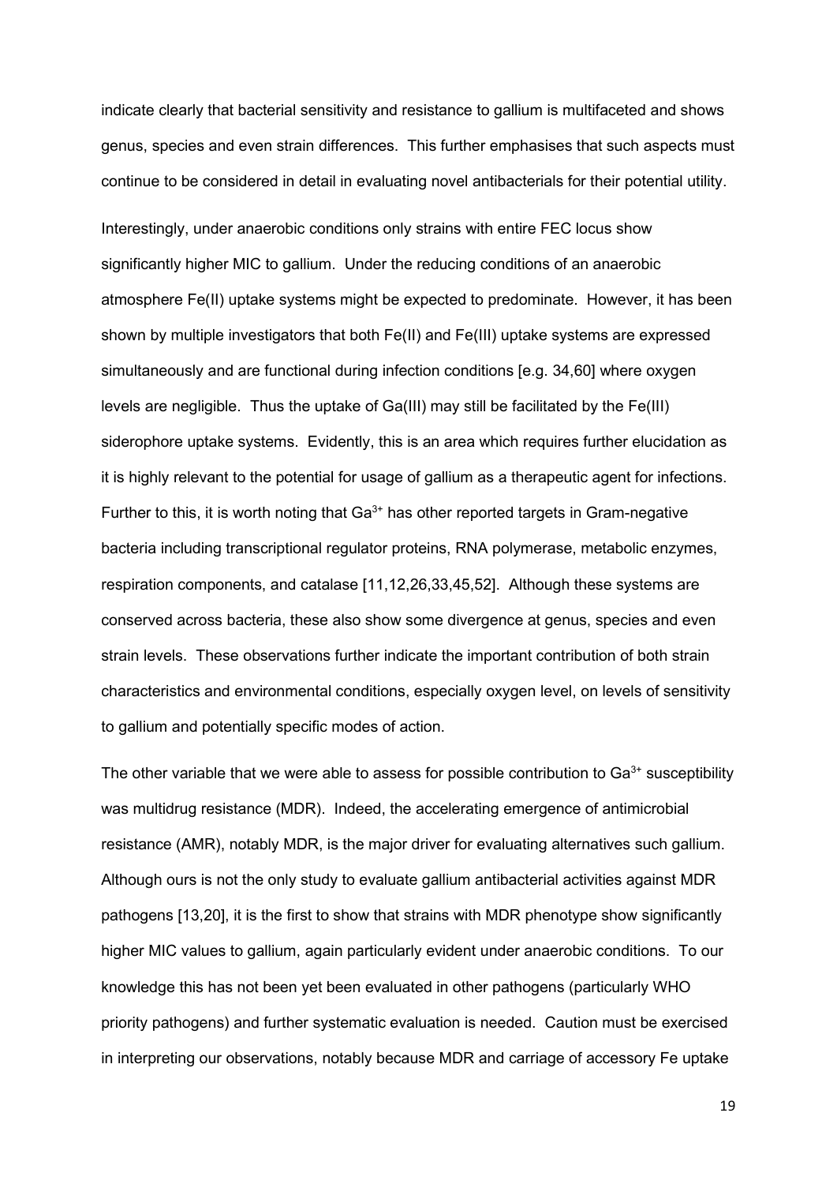indicate clearly that bacterial sensitivity and resistance to gallium is multifaceted and shows genus, species and even strain differences. This further emphasises that such aspects must continue to be considered in detail in evaluating novel antibacterials for their potential utility.

Interestingly, under anaerobic conditions only strains with entire FEC locus show significantly higher MIC to gallium. Under the reducing conditions of an anaerobic atmosphere Fe(II) uptake systems might be expected to predominate. However, it has been shown by multiple investigators that both Fe(II) and Fe(III) uptake systems are expressed simultaneously and are functional during infection conditions [e.g. 34,60] where oxygen levels are negligible. Thus the uptake of Ga(III) may still be facilitated by the Fe(III) siderophore uptake systems. Evidently, this is an area which requires further elucidation as it is highly relevant to the potential for usage of gallium as a therapeutic agent for infections. Further to this, it is worth noting that $Ga^{3+}$ has other reported targets in Gram-negative bacteria including transcriptional regulator proteins, RNA polymerase, metabolic enzymes, respiration components, and catalase [11,12,26,33,45,52]. Although these systems are conserved across bacteria, these also show some divergence at genus, species and even strain levels. These observations further indicate the important contribution of both strain characteristics and environmental conditions, especially oxygen level, on levels of sensitivity to gallium and potentially specific modes of action.

The other variable that we were able to assess for possible contribution to $Ga^{3+}$ susceptibility was multidrug resistance (MDR). Indeed, the accelerating emergence of antimicrobial resistance (AMR), notably MDR, is the major driver for evaluating alternatives such gallium. Although ours is not the only study to evaluate gallium antibacterial activities against MDR pathogens [13,20], it is the first to show that strains with MDR phenotype show significantly higher MIC values to gallium, again particularly evident under anaerobic conditions. To our knowledge this has not been yet been evaluated in other pathogens (particularly WHO priority pathogens) and further systematic evaluation is needed. Caution must be exercised in interpreting our observations, notably because MDR and carriage of accessory Fe uptake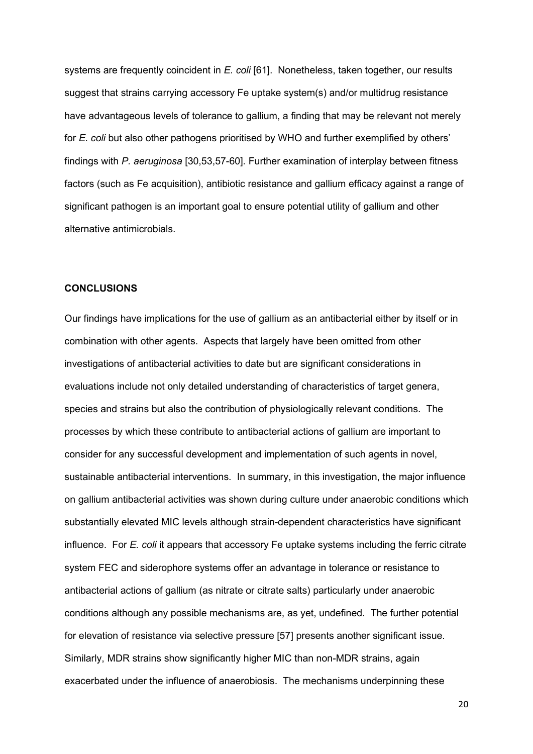systems are frequently coincident in *E. coli* [61]. Nonetheless, taken together, our results suggest that strains carrying accessory Fe uptake system(s) and/or multidrug resistance have advantageous levels of tolerance to gallium, a finding that may be relevant not merely for *E. coli* but also other pathogens prioritised by WHO and further exemplified by others' findings with *P. aeruginosa* [30,53,57-60]. Further examination of interplay between fitness factors (such as Fe acquisition), antibiotic resistance and gallium efficacy against a range of significant pathogen is an important goal to ensure potential utility of gallium and other alternative antimicrobials.

## CONCLUSIONS

Our findings have implications for the use of gallium as an antibacterial either by itself or in combination with other agents. Aspects that largely have been omitted from other investigations of antibacterial activities to date but are significant considerations in evaluations include not only detailed understanding of characteristics of target genera, species and strains but also the contribution of physiologically relevant conditions. The processes by which these contribute to antibacterial actions of gallium are important to consider for any successful development and implementation of such agents in novel, sustainable antibacterial interventions. In summary, in this investigation, the major influence on gallium antibacterial activities was shown during culture under anaerobic conditions which substantially elevated MIC levels although strain-dependent characteristics have significant influence. For *E. coli* it appears that accessory Fe uptake systems including the ferric citrate system FEC and siderophore systems offer an advantage in tolerance or resistance to antibacterial actions of gallium (as nitrate or citrate salts) particularly under anaerobic conditions although any possible mechanisms are, as yet, undefined. The further potential for elevation of resistance via selective pressure [57] presents another significant issue. Similarly, MDR strains show significantly higher MIC than non-MDR strains, again exacerbated under the influence of anaerobiosis. The mechanisms underpinning these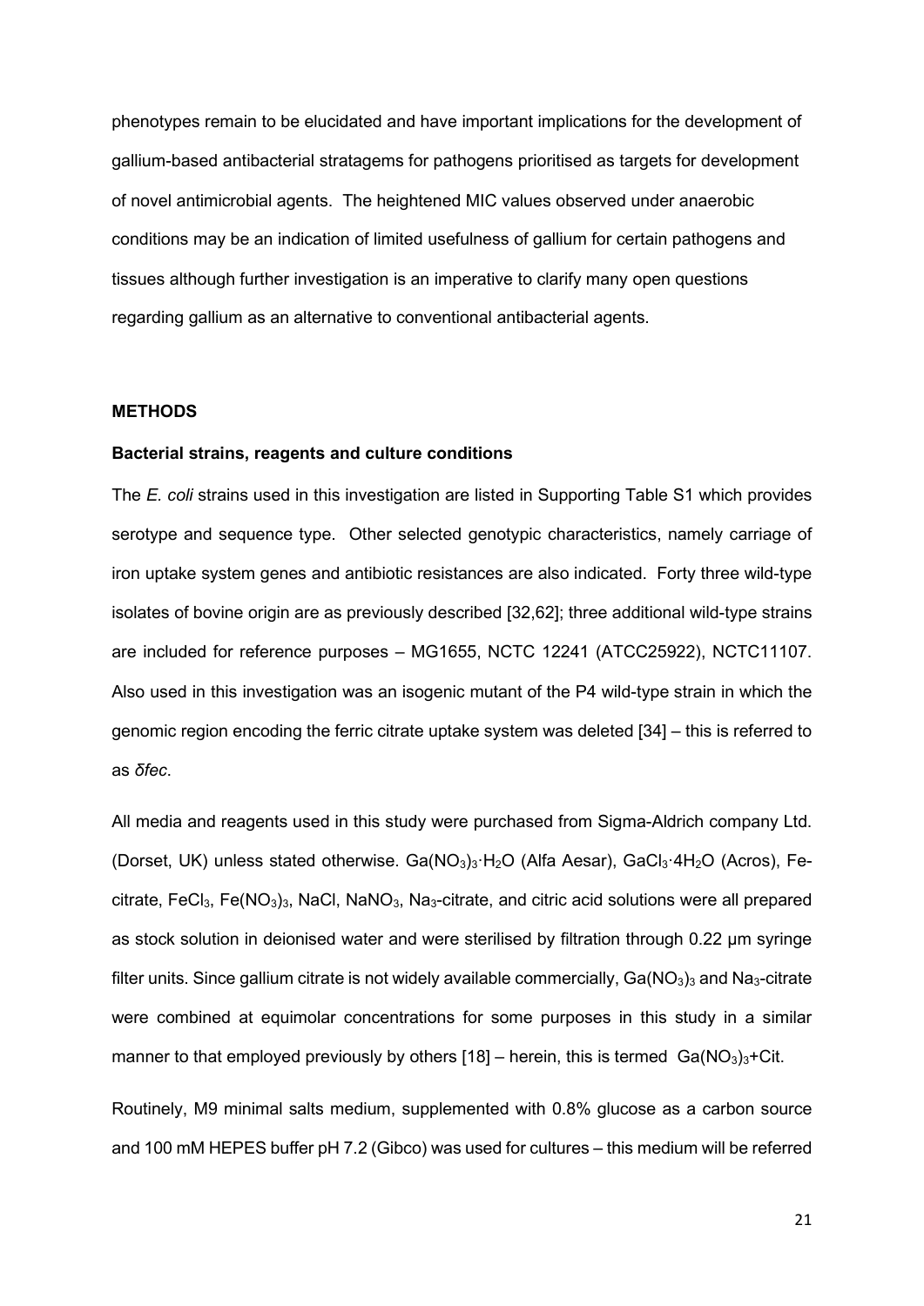phenotypes remain to be elucidated and have important implications for the development of gallium-based antibacterial stratagems for pathogens prioritised as targets for development of novel antimicrobial agents. The heightened MIC values observed under anaerobic conditions may be an indication of limited usefulness of gallium for certain pathogens and tissues although further investigation is an imperative to clarify many open questions regarding gallium as an alternative to conventional antibacterial agents.

## METHODS

### Bacterial strains, reagents and culture conditions

The *E. coli* strains used in this investigation are listed in Supporting Table S1 which provides serotype and sequence type. Other selected genotypic characteristics, namely carriage of iron uptake system genes and antibiotic resistances are also indicated. Forty three wild-type isolates of bovine origin are as previously described [32,62]; three additional wild-type strains are included for reference purposes – MG1655, NCTC 12241 (ATCC25922), NCTC11107. Also used in this investigation was an isogenic mutant of the P4 wild-type strain in which the genomic region encoding the ferric citrate uptake system was deleted [34] – this is referred to as *δfec*.

All media and reagents used in this study were purchased from Sigma-Aldrich company Ltd. (Dorset, UK) unless stated otherwise. $Ga(NO_3)_3{\cdot}H_2O$ (Alfa Aesar), $GaCl_3{\cdot}4H_2O$ (Acros), Fe-citrate, $FeCl_3$, $Fe(NO_3)_3$, NaCl, $NaNO_3$, $Na_3$-citrate, and citric acid solutions were all prepared as stock solution in deionised water and were sterilised by filtration through 0.22 μm syringe filter units. Since gallium citrate is not widely available commercially, $Ga(NO_3)_3$ and $Na_3$-citrate were combined at equimolar concentrations for some purposes in this study in a similar manner to that employed previously by others [18] – herein, this is termed $Ga(NO_3)_3$+Cit.

Routinely, M9 minimal salts medium, supplemented with 0.8% glucose as a carbon source and 100 mM HEPES buffer pH 7.2 (Gibco) was used for cultures – this medium will be referred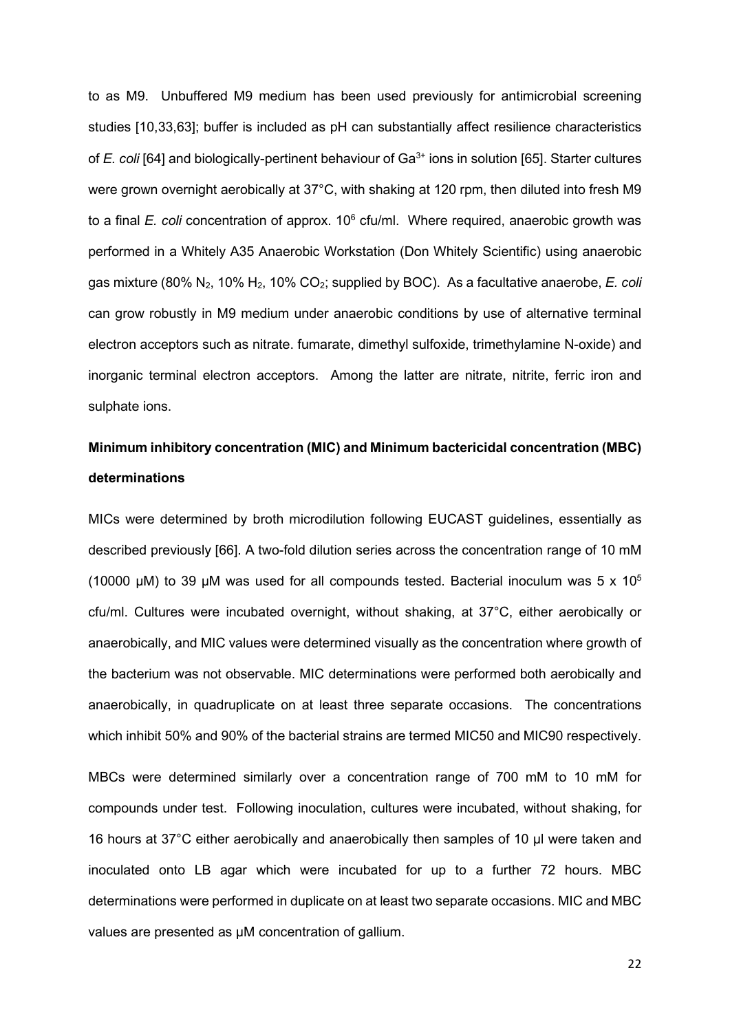to as M9. Unbuffered M9 medium has been used previously for antimicrobial screening studies [10,33,63]; buffer is included as pH can substantially affect resilience characteristics of *E. coli* [64] and biologically-pertinent behaviour of $Ga^{3+}$ ions in solution [65]. Starter cultures were grown overnight aerobically at 37°C, with shaking at 120 rpm, then diluted into fresh M9 to a final *E. coli* concentration of approx. $10^6$ cfu/ml. Where required, anaerobic growth was performed in a Whitely A35 Anaerobic Workstation (Don Whitely Scientific) using anaerobic gas mixture (80% $N_2$, 10% $H_2$, 10% $CO_2$; supplied by BOC). As a facultative anaerobe, *E. coli* can grow robustly in M9 medium under anaerobic conditions by use of alternative terminal electron acceptors such as nitrate. fumarate, dimethyl sulfoxide, trimethylamine N-oxide) and inorganic terminal electron acceptors. Among the latter are nitrate, nitrite, ferric iron and sulphate ions.

## Minimum inhibitory concentration (MIC) and Minimum bactericidal concentration (MBC) determinations

MICs were determined by broth microdilution following EUCAST guidelines, essentially as described previously [66]. A two-fold dilution series across the concentration range of 10 mM (10000 μM) to 39 μM was used for all compounds tested. Bacterial inoculum was 5 x $10^5$ cfu/ml. Cultures were incubated overnight, without shaking, at 37°C, either aerobically or anaerobically, and MIC values were determined visually as the concentration where growth of the bacterium was not observable. MIC determinations were performed both aerobically and anaerobically, in quadruplicate on at least three separate occasions. The concentrations which inhibit 50% and 90% of the bacterial strains are termed MIC50 and MIC90 respectively.

MBCs were determined similarly over a concentration range of 700 mM to 10 mM for compounds under test. Following inoculation, cultures were incubated, without shaking, for 16 hours at 37°C either aerobically and anaerobically then samples of 10 μl were taken and inoculated onto LB agar which were incubated for up to a further 72 hours. MBC determinations were performed in duplicate on at least two separate occasions. MIC and MBC values are presented as μM concentration of gallium.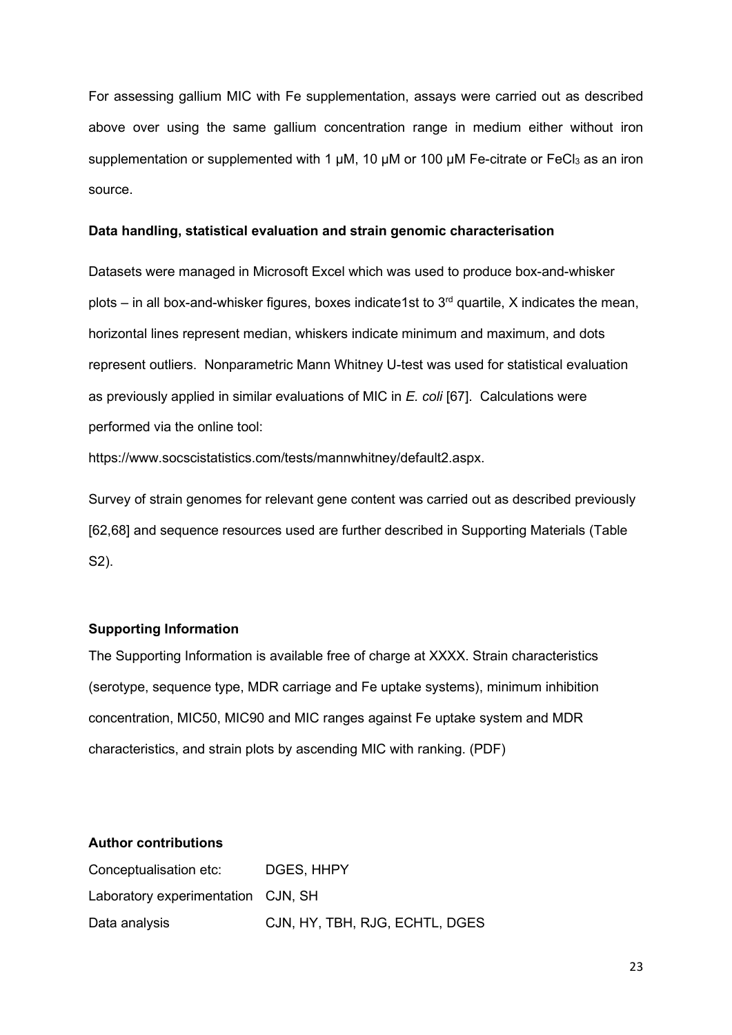For assessing gallium MIC with Fe supplementation, assays were carried out as described above over using the same gallium concentration range in medium either without iron supplementation or supplemented with 1 μM, 10 μM or 100 μM Fe-citrate or $FeCl_3$ as an iron source.

**Data handling, statistical evaluation and strain genomic characterisation**

Datasets were managed in Microsoft Excel which was used to produce box-and-whisker plots – in all box-and-whisker figures, boxes indicate1st to 3rd quartile, X indicates the mean, horizontal lines represent median, whiskers indicate minimum and maximum, and dots represent outliers. Nonparametric Mann Whitney U-test was used for statistical evaluation as previously applied in similar evaluations of MIC in *E. coli* [67]. Calculations were performed via the online tool:

https://www.socscistatistics.com/tests/mannwhitney/default2.aspx.

Survey of strain genomes for relevant gene content was carried out as described previously [62,68] and sequence resources used are further described in Supporting Materials (Table S2).

**Supporting Information**

The Supporting Information is available free of charge at XXXX. Strain characteristics (serotype, sequence type, MDR carriage and Fe uptake systems), minimum inhibition concentration, MIC50, MIC90 and MIC ranges against Fe uptake system and MDR characteristics, and strain plots by ascending MIC with ranking. (PDF)

**Author contributions**

| | |
|---|---|
| Conceptualisation etc: | DGES, HHPY |
| Laboratory experimentation | CJN, SH |
| Data analysis | CJN, HY, TBH, RJG, ECHTL, DGES |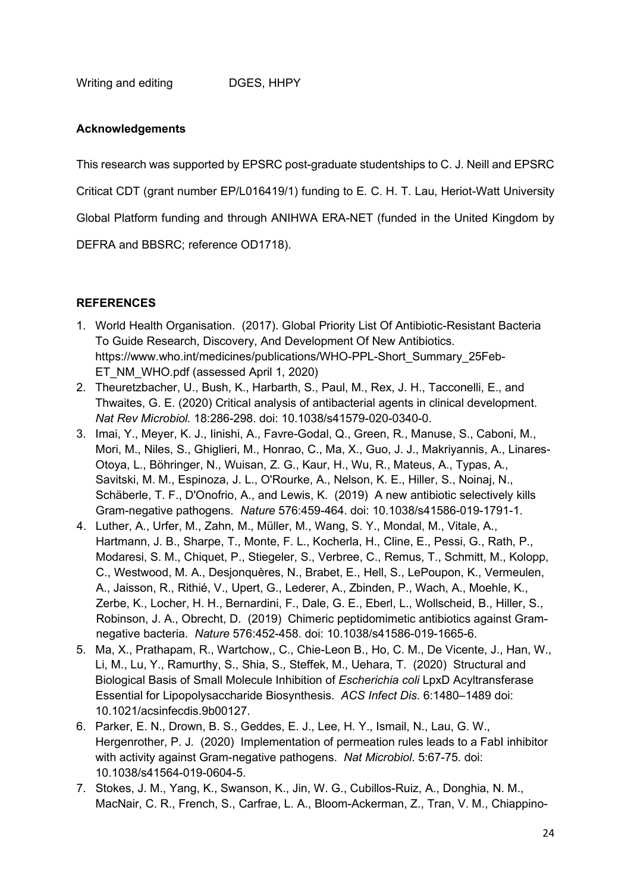Writing and editing DGES, HHPY

**Acknowledgements**

This research was supported by EPSRC post-graduate studentships to C. J. Neill and EPSRC Criticat CDT (grant number EP/L016419/1) funding to E. C. H. T. Lau, Heriot-Watt University Global Platform funding and through ANIHWA ERA-NET (funded in the United Kingdom by DEFRA and BBSRC; reference OD1718).

**REFERENCES**

1. World Health Organisation. (2017). Global Priority List Of Antibiotic-Resistant Bacteria To Guide Research, Discovery, And Development Of New Antibiotics. https://www.who.int/medicines/publications/WHO-PPL-Short_Summary_25Feb-ET_NM_WHO.pdf (assessed April 1, 2020)
2. Theuretzbacher, U., Bush, K., Harbarth, S., Paul, M., Rex, J. H., Tacconelli, E., and Thwaites, G. E. (2020) Critical analysis of antibacterial agents in clinical development. *Nat Rev Microbiol.* 18:286-298. doi: 10.1038/s41579-020-0340-0.
3. Imai, Y., Meyer, K. J., Iinishi, A., Favre-Godal, Q., Green, R., Manuse, S., Caboni, M., Mori, M., Niles, S., Ghiglieri, M., Honrao, C., Ma, X., Guo, J. J., Makriyannis, A., Linares-Otoya, L., Böhringer, N., Wuisan, Z. G., Kaur, H., Wu, R., Mateus, A., Typas, A., Savitski, M. M., Espinoza, J. L., O'Rourke, A., Nelson, K. E., Hiller, S., Noinaj, N., Schäberle, T. F., D'Onofrio, A., and Lewis, K. (2019) A new antibiotic selectively kills Gram-negative pathogens. *Nature* 576:459-464. doi: 10.1038/s41586-019-1791-1.
4. Luther, A., Urfer, M., Zahn, M., Müller, M., Wang, S. Y., Mondal, M., Vitale, A., Hartmann, J. B., Sharpe, T., Monte, F. L., Kocherla, H., Cline, E., Pessi, G., Rath, P., Modaresi, S. M., Chiquet, P., Stiegeler, S., Verbree, C., Remus, T., Schmitt, M., Kolopp, C., Westwood, M. A., Desjonquères, N., Brabet, E., Hell, S., LePoupon, K., Vermeulen, A., Jaisson, R., Rithié, V., Upert, G., Lederer, A., Zbinden, P., Wach, A., Moehle, K., Zerbe, K., Locher, H. H., Bernardini, F., Dale, G. E., Eberl, L., Wollscheid, B., Hiller, S., Robinson, J. A., Obrecht, D. (2019) Chimeric peptidomimetic antibiotics against Gram-negative bacteria. *Nature* 576:452-458. doi: 10.1038/s41586-019-1665-6.
5. Ma, X., Prathapam, R., Wartchow,, C., Chie-Leon B., Ho, C. M., De Vicente, J., Han, W., Li, M., Lu, Y., Ramurthy, S., Shia, S., Steffek, M., Uehara, T. (2020) Structural and Biological Basis of Small Molecule Inhibition of *Escherichia coli* LpxD Acyltransferase Essential for Lipopolysaccharide Biosynthesis. *ACS Infect Dis*. 6:1480–1489 doi: 10.1021/acsinfecdis.9b00127.
6. Parker, E. N., Drown, B. S., Geddes, E. J., Lee, H. Y., Ismail, N., Lau, G. W., Hergenrother, P. J. (2020) Implementation of permeation rules leads to a FabI inhibitor with activity against Gram-negative pathogens. *Nat Microbiol*. 5:67-75. doi: 10.1038/s41564-019-0604-5.
7. Stokes, J. M., Yang, K., Swanson, K., Jin, W. G., Cubillos-Ruiz, A., Donghia, N. M., MacNair, C. R., French, S., Carfrae, L. A., Bloom-Ackerman, Z., Tran, V. M., Chiappino-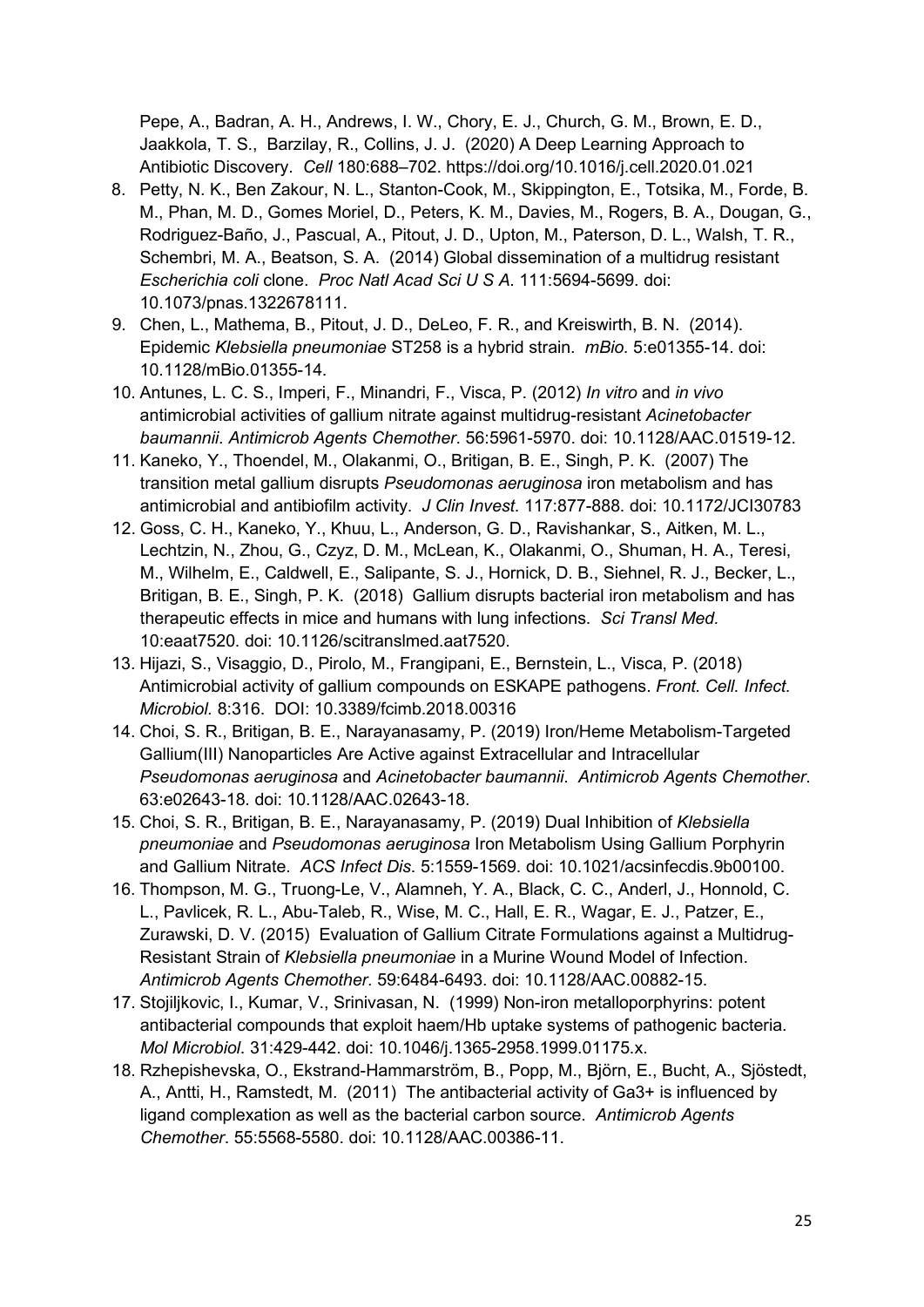Pepe, A., Badran, A. H., Andrews, I. W., Chory, E. J., Church, G. M., Brown, E. D., Jaakkola, T. S., Barzilay, R., Collins, J. J. (2020) A Deep Learning Approach to Antibiotic Discovery. *Cell* 180:688–702. https://doi.org/10.1016/j.cell.2020.01.021

8. Petty, N. K., Ben Zakour, N. L., Stanton-Cook, M., Skippington, E., Totsika, M., Forde, B. M., Phan, M. D., Gomes Moriel, D., Peters, K. M., Davies, M., Rogers, B. A., Dougan, G., Rodriguez-Baño, J., Pascual, A., Pitout, J. D., Upton, M., Paterson, D. L., Walsh, T. R., Schembri, M. A., Beatson, S. A. (2014) Global dissemination of a multidrug resistant *Escherichia coli* clone. *Proc Natl Acad Sci U S A*. 111:5694-5699. doi: 10.1073/pnas.1322678111.
9. Chen, L., Mathema, B., Pitout, J. D., DeLeo, F. R., and Kreiswirth, B. N. (2014). Epidemic *Klebsiella pneumoniae* ST258 is a hybrid strain. *mBio.* 5:e01355-14. doi: 10.1128/mBio.01355-14.
10. Antunes, L. C. S., Imperi, F., Minandri, F., Visca, P. (2012) *In vitro* and *in vivo* antimicrobial activities of gallium nitrate against multidrug-resistant *Acinetobacter baumannii*. *Antimicrob Agents Chemother*. 56:5961-5970. doi: 10.1128/AAC.01519-12.
11. Kaneko, Y., Thoendel, M., Olakanmi, O., Britigan, B. E., Singh, P. K. (2007) The transition metal gallium disrupts *Pseudomonas aeruginosa* iron metabolism and has antimicrobial and antibiofilm activity. *J Clin Invest*. 117:877-888. doi: 10.1172/JCI30783
12. Goss, C. H., Kaneko, Y., Khuu, L., Anderson, G. D., Ravishankar, S., Aitken, M. L., Lechtzin, N., Zhou, G., Czyz, D. M., McLean, K., Olakanmi, O., Shuman, H. A., Teresi, M., Wilhelm, E., Caldwell, E., Salipante, S. J., Hornick, D. B., Siehnel, R. J., Becker, L., Britigan, B. E., Singh, P. K. (2018) Gallium disrupts bacterial iron metabolism and has therapeutic effects in mice and humans with lung infections. *Sci Transl Med.* 10:eaat7520. doi: 10.1126/scitranslmed.aat7520.
13. Hijazi, S., Visaggio, D., Pirolo, M., Frangipani, E., Bernstein, L., Visca, P. (2018) Antimicrobial activity of gallium compounds on ESKAPE pathogens. *Front. Cell. Infect. Microbiol.* 8:316. DOI: 10.3389/fcimb.2018.00316
14. Choi, S. R., Britigan, B. E., Narayanasamy, P. (2019) Iron/Heme Metabolism-Targeted Gallium(III) Nanoparticles Are Active against Extracellular and Intracellular *Pseudomonas aeruginosa* and *Acinetobacter baumannii*. *Antimicrob Agents Chemother*. 63:e02643-18. doi: 10.1128/AAC.02643-18.
15. Choi, S. R., Britigan, B. E., Narayanasamy, P. (2019) Dual Inhibition of *Klebsiella pneumoniae* and *Pseudomonas aeruginosa* Iron Metabolism Using Gallium Porphyrin and Gallium Nitrate. *ACS Infect Dis*. 5:1559-1569. doi: 10.1021/acsinfecdis.9b00100.
16. Thompson, M. G., Truong-Le, V., Alamneh, Y. A., Black, C. C., Anderl, J., Honnold, C. L., Pavlicek, R. L., Abu-Taleb, R., Wise, M. C., Hall, E. R., Wagar, E. J., Patzer, E., Zurawski, D. V. (2015) Evaluation of Gallium Citrate Formulations against a Multidrug-Resistant Strain of *Klebsiella pneumoniae* in a Murine Wound Model of Infection. *Antimicrob Agents Chemother*. 59:6484-6493. doi: 10.1128/AAC.00882-15.
17. Stojiljkovic, I., Kumar, V., Srinivasan, N. (1999) Non-iron metalloporphyrins: potent antibacterial compounds that exploit haem/Hb uptake systems of pathogenic bacteria. *Mol Microbiol*. 31:429-442. doi: 10.1046/j.1365-2958.1999.01175.x.
18. Rzhepishevska, O., Ekstrand-Hammarström, B., Popp, M., Björn, E., Bucht, A., Sjöstedt, A., Antti, H., Ramstedt, M. (2011) The antibacterial activity of Ga3+ is influenced by ligand complexation as well as the bacterial carbon source. *Antimicrob Agents Chemother*. 55:5568-5580. doi: 10.1128/AAC.00386-11.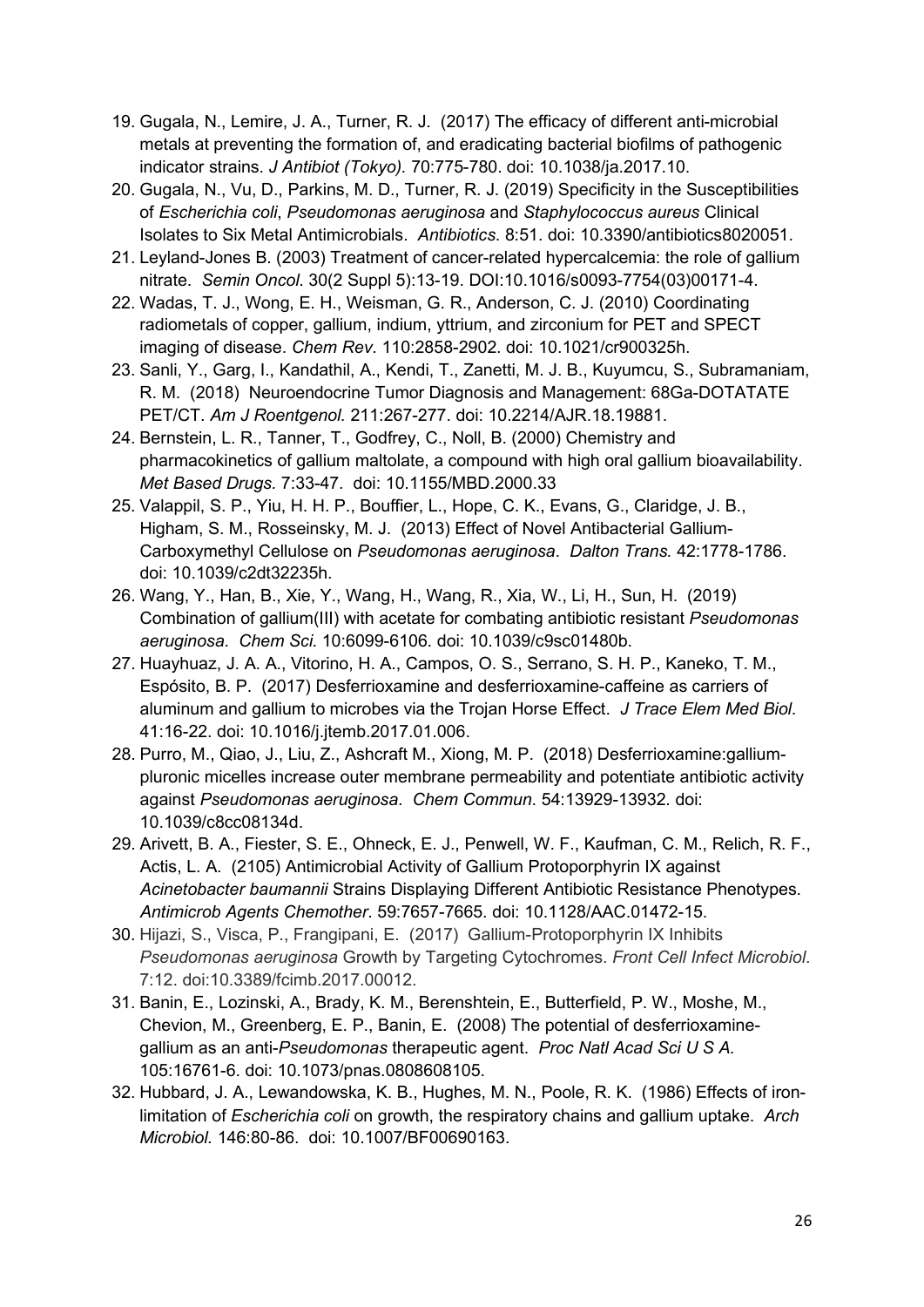19. Gugala, N., Lemire, J. A., Turner, R. J. (2017) The efficacy of different anti-microbial metals at preventing the formation of, and eradicating bacterial biofilms of pathogenic indicator strains. *J Antibiot (Tokyo).* 70:775-780. doi: 10.1038/ja.2017.10.
20. Gugala, N., Vu, D., Parkins, M. D., Turner, R. J. (2019) Specificity in the Susceptibilities of *Escherichia coli*, *Pseudomonas aeruginosa* and *Staphylococcus aureus* Clinical Isolates to Six Metal Antimicrobials. *Antibiotics*. 8:51. doi: 10.3390/antibiotics8020051.
21. Leyland-Jones B. (2003) Treatment of cancer-related hypercalcemia: the role of gallium nitrate. *Semin Oncol*. 30(2 Suppl 5):13-19. DOI:10.1016/s0093-7754(03)00171-4.
22. Wadas, T. J., Wong, E. H., Weisman, G. R., Anderson, C. J. (2010) Coordinating radiometals of copper, gallium, indium, yttrium, and zirconium for PET and SPECT imaging of disease. *Chem Rev*. 110:2858-2902. doi: 10.1021/cr900325h.
23. Sanli, Y., Garg, I., Kandathil, A., Kendi, T., Zanetti, M. J. B., Kuyumcu, S., Subramaniam, R. M. (2018) Neuroendocrine Tumor Diagnosis and Management: 68Ga-DOTATATE PET/CT. *Am J Roentgenol.* 211:267-277. doi: 10.2214/AJR.18.19881.
24. Bernstein, L. R., Tanner, T., Godfrey, C., Noll, B. (2000) Chemistry and pharmacokinetics of gallium maltolate, a compound with high oral gallium bioavailability. *Met Based Drugs.* 7:33-47. doi: 10.1155/MBD.2000.33
25. Valappil, S. P., Yiu, H. H. P., Bouffier, L., Hope, C. K., Evans, G., Claridge, J. B., Higham, S. M., Rosseinsky, M. J. (2013) Effect of Novel Antibacterial Gallium-Carboxymethyl Cellulose on *Pseudomonas aeruginosa*. *Dalton Trans.* 42:1778-1786. doi: 10.1039/c2dt32235h.
26. Wang, Y., Han, B., Xie, Y., Wang, H., Wang, R., Xia, W., Li, H., Sun, H. (2019) Combination of gallium(III) with acetate for combating antibiotic resistant *Pseudomonas aeruginosa*. *Chem Sci.* 10:6099-6106. doi: 10.1039/c9sc01480b.
27. Huayhuaz, J. A. A., Vitorino, H. A., Campos, O. S., Serrano, S. H. P., Kaneko, T. M., Espósito, B. P. (2017) Desferrioxamine and desferrioxamine-caffeine as carriers of aluminum and gallium to microbes via the Trojan Horse Effect. *J Trace Elem Med Biol*. 41:16-22. doi: 10.1016/j.jtemb.2017.01.006.
28. Purro, M., Qiao, J., Liu, Z., Ashcraft M., Xiong, M. P. (2018) Desferrioxamine:gallium-pluronic micelles increase outer membrane permeability and potentiate antibiotic activity against *Pseudomonas aeruginosa*. *Chem Commun*. 54:13929-13932. doi: 10.1039/c8cc08134d.
29. Arivett, B. A., Fiester, S. E., Ohneck, E. J., Penwell, W. F., Kaufman, C. M., Relich, R. F., Actis, L. A. (2105) Antimicrobial Activity of Gallium Protoporphyrin IX against *Acinetobacter baumannii* Strains Displaying Different Antibiotic Resistance Phenotypes. *Antimicrob Agents Chemother*. 59:7657-7665. doi: 10.1128/AAC.01472-15.
30. Hijazi, S., Visca, P., Frangipani, E. (2017) Gallium-Protoporphyrin IX Inhibits *Pseudomonas aeruginosa* Growth by Targeting Cytochromes. *Front Cell Infect Microbiol*. 7:12. doi:10.3389/fcimb.2017.00012.
31. Banin, E., Lozinski, A., Brady, K. M., Berenshtein, E., Butterfield, P. W., Moshe, M., Chevion, M., Greenberg, E. P., Banin, E. (2008) The potential of desferrioxamine-gallium as an anti-*Pseudomonas* therapeutic agent. *Proc Natl Acad Sci U S A.* 105:16761-6. doi: 10.1073/pnas.0808608105.
32. Hubbard, J. A., Lewandowska, K. B., Hughes, M. N., Poole, R. K. (1986) Effects of iron-limitation of *Escherichia coli* on growth, the respiratory chains and gallium uptake. *Arch Microbiol.* 146:80-86. doi: 10.1007/BF00690163.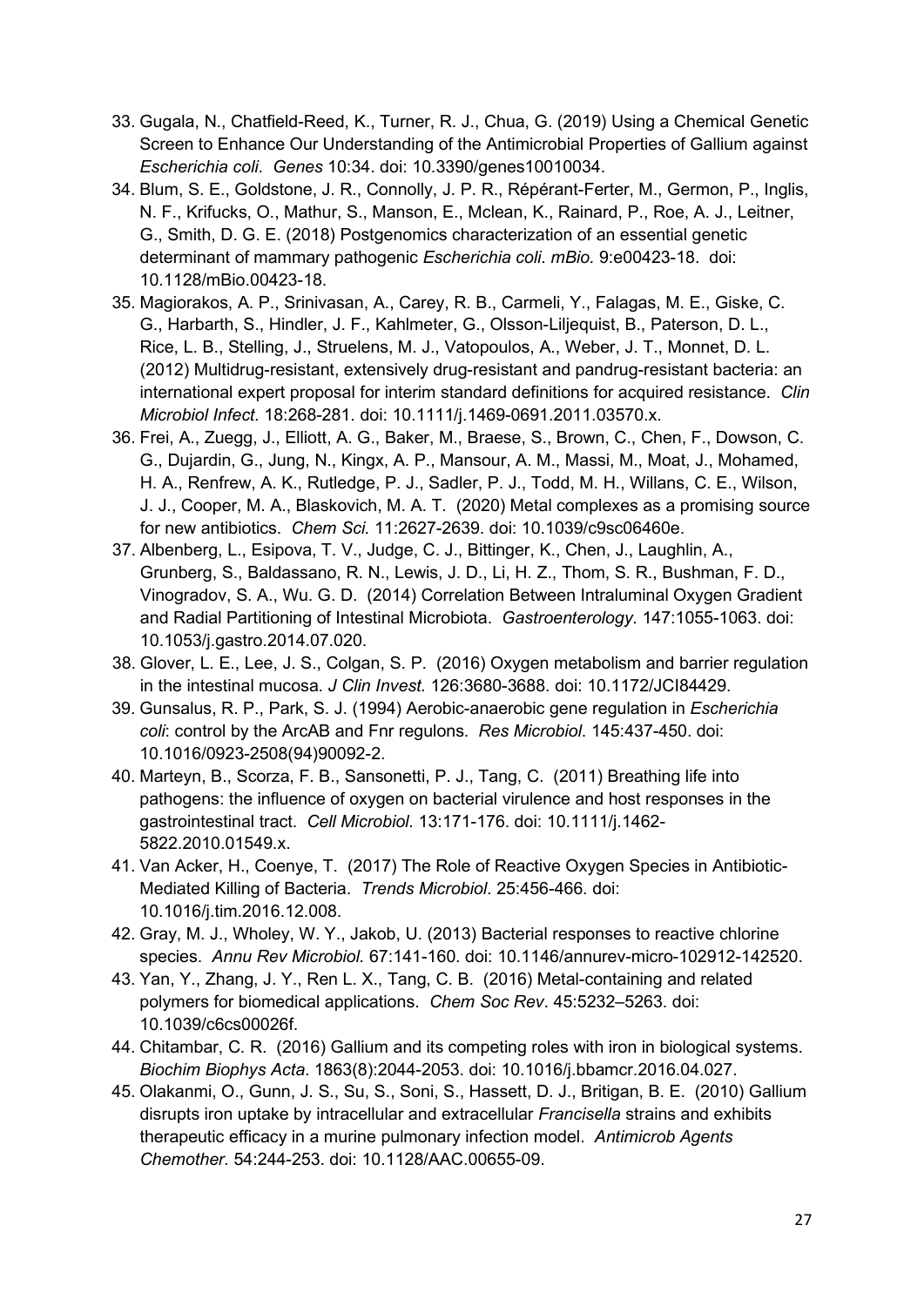33. Gugala, N., Chatfield-Reed, K., Turner, R. J., Chua, G. (2019) Using a Chemical Genetic Screen to Enhance Our Understanding of the Antimicrobial Properties of Gallium against *Escherichia coli*. *Genes* 10:34. doi: 10.3390/genes10010034.
34. Blum, S. E., Goldstone, J. R., Connolly, J. P. R., Répérant-Ferter, M., Germon, P., Inglis, N. F., Krifucks, O., Mathur, S., Manson, E., Mclean, K., Rainard, P., Roe, A. J., Leitner, G., Smith, D. G. E. (2018) Postgenomics characterization of an essential genetic determinant of mammary pathogenic *Escherichia coli*. *mBio.* 9:e00423-18. doi: 10.1128/mBio.00423-18.
35. Magiorakos, A. P., Srinivasan, A., Carey, R. B., Carmeli, Y., Falagas, M. E., Giske, C. G., Harbarth, S., Hindler, J. F., Kahlmeter, G., Olsson-Liljequist, B., Paterson, D. L., Rice, L. B., Stelling, J., Struelens, M. J., Vatopoulos, A., Weber, J. T., Monnet, D. L. (2012) Multidrug-resistant, extensively drug-resistant and pandrug-resistant bacteria: an international expert proposal for interim standard definitions for acquired resistance. *Clin Microbiol Infect.* 18:268-281. doi: 10.1111/j.1469-0691.2011.03570.x.
36. Frei, A., Zuegg, J., Elliott, A. G., Baker, M., Braese, S., Brown, C., Chen, F., Dowson, C. G., Dujardin, G., Jung, N., Kingx, A. P., Mansour, A. M., Massi, M., Moat, J., Mohamed, H. A., Renfrew, A. K., Rutledge, P. J., Sadler, P. J., Todd, M. H., Willans, C. E., Wilson, J. J., Cooper, M. A., Blaskovich, M. A. T. (2020) Metal complexes as a promising source for new antibiotics. *Chem Sci.* 11:2627-2639. doi: 10.1039/c9sc06460e.
37. Albenberg, L., Esipova, T. V., Judge, C. J., Bittinger, K., Chen, J., Laughlin, A., Grunberg, S., Baldassano, R. N., Lewis, J. D., Li, H. Z., Thom, S. R., Bushman, F. D., Vinogradov, S. A., Wu. G. D. (2014) Correlation Between Intraluminal Oxygen Gradient and Radial Partitioning of Intestinal Microbiota. *Gastroenterology*. 147:1055-1063. doi: 10.1053/j.gastro.2014.07.020.
38. Glover, L. E., Lee, J. S., Colgan, S. P. (2016) Oxygen metabolism and barrier regulation in the intestinal mucosa. *J Clin Invest.* 126:3680-3688. doi: 10.1172/JCI84429.
39. Gunsalus, R. P., Park, S. J. (1994) Aerobic-anaerobic gene regulation in *Escherichia coli*: control by the ArcAB and Fnr regulons. *Res Microbiol*. 145:437-450. doi: 10.1016/0923-2508(94)90092-2.
40. Marteyn, B., Scorza, F. B., Sansonetti, P. J., Tang, C. (2011) Breathing life into pathogens: the influence of oxygen on bacterial virulence and host responses in the gastrointestinal tract. *Cell Microbiol*. 13:171-176. doi: 10.1111/j.1462-5822.2010.01549.x.
41. Van Acker, H., Coenye, T. (2017) The Role of Reactive Oxygen Species in Antibiotic-Mediated Killing of Bacteria. *Trends Microbiol*. 25:456-466. doi: 10.1016/j.tim.2016.12.008.
42. Gray, M. J., Wholey, W. Y., Jakob, U. (2013) Bacterial responses to reactive chlorine species. *Annu Rev Microbiol.* 67:141-160. doi: 10.1146/annurev-micro-102912-142520.
43. Yan, Y., Zhang, J. Y., Ren L. X., Tang, C. B. (2016) Metal-containing and related polymers for biomedical applications. *Chem Soc Rev*. 45:5232–5263. doi: 10.1039/c6cs00026f.
44. Chitambar, C. R. (2016) Gallium and its competing roles with iron in biological systems. *Biochim Biophys Acta.* 1863(8):2044-2053. doi: 10.1016/j.bbamcr.2016.04.027.
45. Olakanmi, O., Gunn, J. S., Su, S., Soni, S., Hassett, D. J., Britigan, B. E. (2010) Gallium disrupts iron uptake by intracellular and extracellular *Francisella* strains and exhibits therapeutic efficacy in a murine pulmonary infection model. *Antimicrob Agents Chemother.* 54:244-253. doi: 10.1128/AAC.00655-09.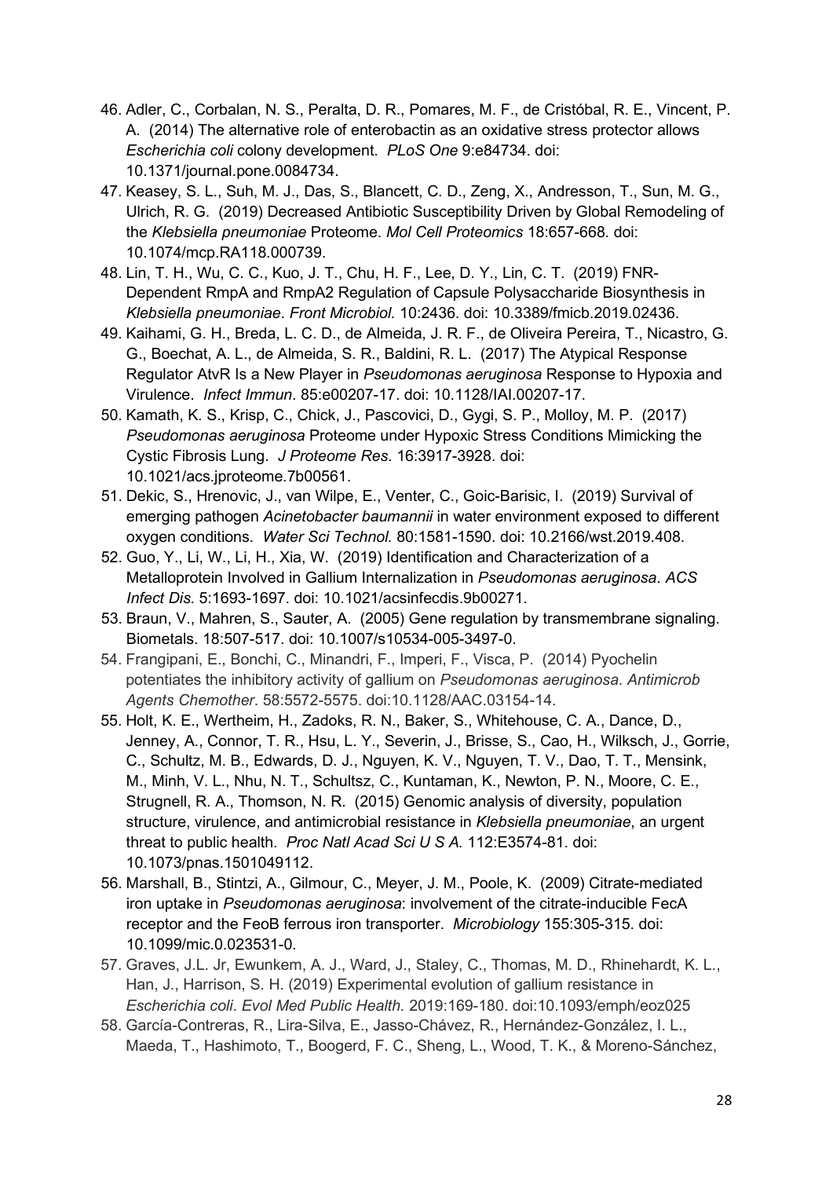46. Adler, C., Corbalan, N. S., Peralta, D. R., Pomares, M. F., de Cristóbal, R. E., Vincent, P. A. (2014) The alternative role of enterobactin as an oxidative stress protector allows *Escherichia coli* colony development. *PLoS One* 9:e84734. doi: 10.1371/journal.pone.0084734.
47. Keasey, S. L., Suh, M. J., Das, S., Blancett, C. D., Zeng, X., Andresson, T., Sun, M. G., Ulrich, R. G. (2019) Decreased Antibiotic Susceptibility Driven by Global Remodeling of the *Klebsiella pneumoniae* Proteome. *Mol Cell Proteomics* 18:657-668. doi: 10.1074/mcp.RA118.000739.
48. Lin, T. H., Wu, C. C., Kuo, J. T., Chu, H. F., Lee, D. Y., Lin, C. T. (2019) FNR-Dependent RmpA and RmpA2 Regulation of Capsule Polysaccharide Biosynthesis in *Klebsiella pneumoniae*. *Front Microbiol.* 10:2436. doi: 10.3389/fmicb.2019.02436.
49. Kaihami, G. H., Breda, L. C. D., de Almeida, J. R. F., de Oliveira Pereira, T., Nicastro, G. G., Boechat, A. L., de Almeida, S. R., Baldini, R. L. (2017) The Atypical Response Regulator AtvR Is a New Player in *Pseudomonas aeruginosa* Response to Hypoxia and Virulence. *Infect Immun*. 85:e00207-17. doi: 10.1128/IAI.00207-17.
50. Kamath, K. S., Krisp, C., Chick, J., Pascovici, D., Gygi, S. P., Molloy, M. P. (2017) *Pseudomonas aeruginosa* Proteome under Hypoxic Stress Conditions Mimicking the Cystic Fibrosis Lung. *J Proteome Res*. 16:3917-3928. doi: 10.1021/acs.jproteome.7b00561.
51. Dekic, S., Hrenovic, J., van Wilpe, E., Venter, C., Goic-Barisic, I. (2019) Survival of emerging pathogen *Acinetobacter baumannii* in water environment exposed to different oxygen conditions. *Water Sci Technol.* 80:1581-1590. doi: 10.2166/wst.2019.408.
52. Guo, Y., Li, W., Li, H., Xia, W. (2019) Identification and Characterization of a Metalloprotein Involved in Gallium Internalization in *Pseudomonas aeruginosa*. *ACS Infect Dis.* 5:1693-1697. doi: 10.1021/acsinfecdis.9b00271.
53. Braun, V., Mahren, S., Sauter, A. (2005) Gene regulation by transmembrane signaling. Biometals. 18:507-517. doi: 10.1007/s10534-005-3497-0.
54. Frangipani, E., Bonchi, C., Minandri, F., Imperi, F., Visca, P. (2014) Pyochelin potentiates the inhibitory activity of gallium on *Pseudomonas aeruginosa*. *Antimicrob Agents Chemother*. 58:5572-5575. doi:10.1128/AAC.03154-14.
55. Holt, K. E., Wertheim, H., Zadoks, R. N., Baker, S., Whitehouse, C. A., Dance, D., Jenney, A., Connor, T. R., Hsu, L. Y., Severin, J., Brisse, S., Cao, H., Wilksch, J., Gorrie, C., Schultz, M. B., Edwards, D. J., Nguyen, K. V., Nguyen, T. V., Dao, T. T., Mensink, M., Minh, V. L., Nhu, N. T., Schultsz, C., Kuntaman, K., Newton, P. N., Moore, C. E., Strugnell, R. A., Thomson, N. R. (2015) Genomic analysis of diversity, population structure, virulence, and antimicrobial resistance in *Klebsiella pneumoniae*, an urgent threat to public health. *Proc Natl Acad Sci U S A.* 112:E3574-81. doi: 10.1073/pnas.1501049112.
56. Marshall, B., Stintzi, A., Gilmour, C., Meyer, J. M., Poole, K. (2009) Citrate-mediated iron uptake in *Pseudomonas aeruginosa*: involvement of the citrate-inducible FecA receptor and the FeoB ferrous iron transporter. *Microbiology* 155:305-315. doi: 10.1099/mic.0.023531-0.
57. Graves, J.L. Jr, Ewunkem, A. J., Ward, J., Staley, C., Thomas, M. D., Rhinehardt, K. L., Han, J., Harrison, S. H. (2019) Experimental evolution of gallium resistance in *Escherichia coli*. *Evol Med Public Health.* 2019:169-180. doi:10.1093/emph/eoz025
58. García-Contreras, R., Lira-Silva, E., Jasso-Chávez, R., Hernández-González, I. L., Maeda, T., Hashimoto, T., Boogerd, F. C., Sheng, L., Wood, T. K., & Moreno-Sánchez,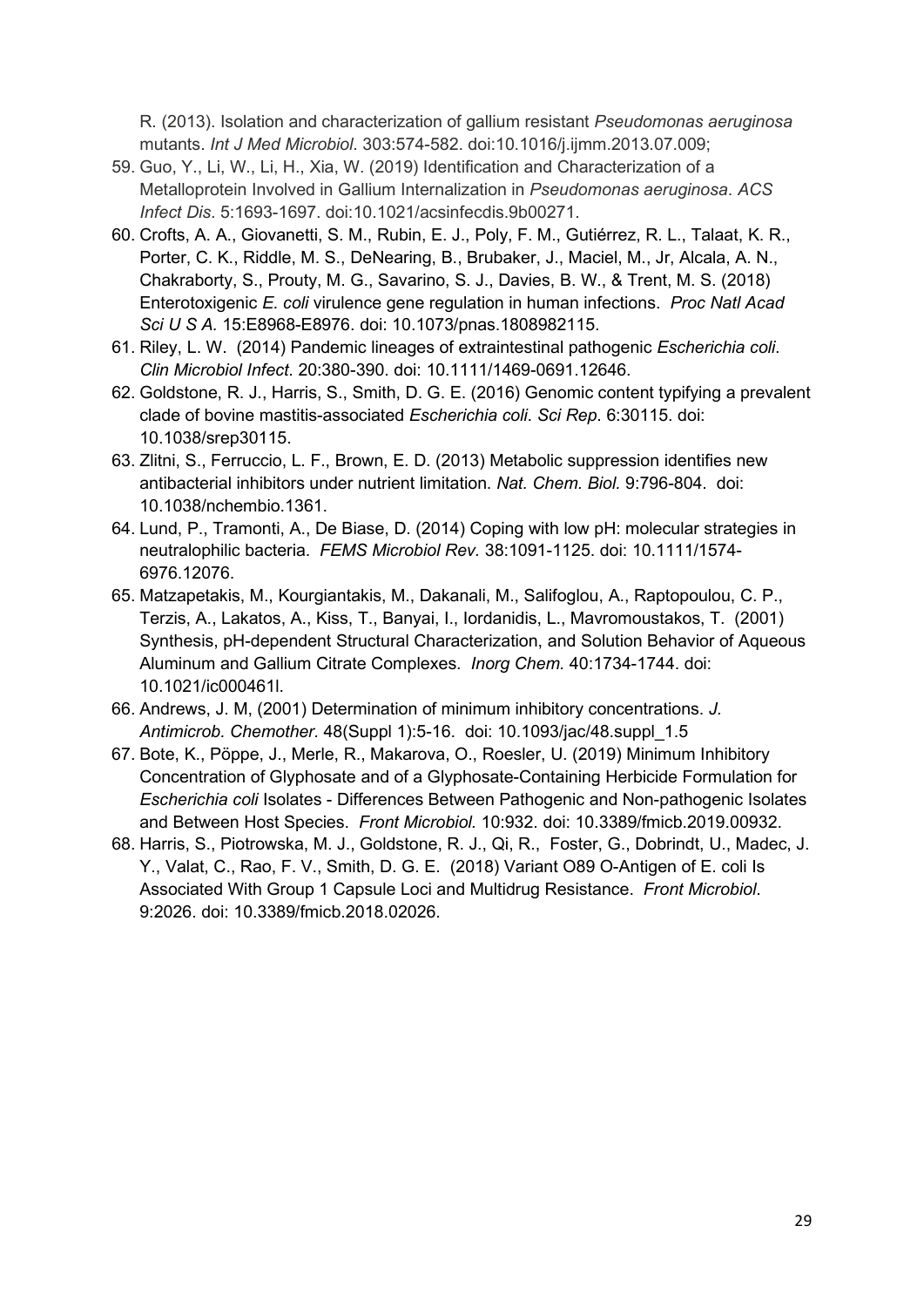R. (2013). Isolation and characterization of gallium resistant *Pseudomonas aeruginosa* mutants. *Int J Med Microbiol*. 303:574-582. doi:10.1016/j.ijmm.2013.07.009;

59. Guo, Y., Li, W., Li, H., Xia, W. (2019) Identification and Characterization of a Metalloprotein Involved in Gallium Internalization in *Pseudomonas aeruginosa*. *ACS Infect Dis*. 5:1693-1697. doi:10.1021/acsinfecdis.9b00271.
60. Crofts, A. A., Giovanetti, S. M., Rubin, E. J., Poly, F. M., Gutiérrez, R. L., Talaat, K. R., Porter, C. K., Riddle, M. S., DeNearing, B., Brubaker, J., Maciel, M., Jr, Alcala, A. N., Chakraborty, S., Prouty, M. G., Savarino, S. J., Davies, B. W., & Trent, M. S. (2018) Enterotoxigenic *E. coli* virulence gene regulation in human infections. *Proc Natl Acad Sci U S A.* 15:E8968-E8976. doi: 10.1073/pnas.1808982115.
61. Riley, L. W. (2014) Pandemic lineages of extraintestinal pathogenic *Escherichia coli*. *Clin Microbiol Infect*. 20:380-390. doi: 10.1111/1469-0691.12646.
62. Goldstone, R. J., Harris, S., Smith, D. G. E. (2016) Genomic content typifying a prevalent clade of bovine mastitis-associated *Escherichia coli*. *Sci Rep*. 6:30115. doi: 10.1038/srep30115.
63. Zlitni, S., Ferruccio, L. F., Brown, E. D. (2013) Metabolic suppression identifies new antibacterial inhibitors under nutrient limitation. *Nat. Chem. Biol.* 9:796-804. doi: 10.1038/nchembio.1361.
64. Lund, P., Tramonti, A., De Biase, D. (2014) Coping with low pH: molecular strategies in neutralophilic bacteria. *FEMS Microbiol Rev.* 38:1091-1125. doi: 10.1111/1574-6976.12076.
65. Matzapetakis, M., Kourgiantakis, M., Dakanali, M., Salifoglou, A., Raptopoulou, C. P., Terzis, A., Lakatos, A., Kiss, T., Banyai, I., Iordanidis, L., Mavromoustakos, T. (2001) Synthesis, pH-dependent Structural Characterization, and Solution Behavior of Aqueous Aluminum and Gallium Citrate Complexes. *Inorg Chem.* 40:1734-1744. doi: 10.1021/ic000461l.
66. Andrews, J. M, (2001) Determination of minimum inhibitory concentrations. *J. Antimicrob. Chemother.* 48(Suppl 1):5-16. doi: 10.1093/jac/48.suppl_1.5
67. Bote, K., Pöppe, J., Merle, R., Makarova, O., Roesler, U. (2019) Minimum Inhibitory Concentration of Glyphosate and of a Glyphosate-Containing Herbicide Formulation for *Escherichia coli* Isolates - Differences Between Pathogenic and Non-pathogenic Isolates and Between Host Species. *Front Microbiol.* 10:932. doi: 10.3389/fmicb.2019.00932.
68. Harris, S., Piotrowska, M. J., Goldstone, R. J., Qi, R., Foster, G., Dobrindt, U., Madec, J. Y., Valat, C., Rao, F. V., Smith, D. G. E. (2018) Variant O89 O-Antigen of E. coli Is Associated With Group 1 Capsule Loci and Multidrug Resistance. *Front Microbiol*. 9:2026. doi: 10.3389/fmicb.2018.02026.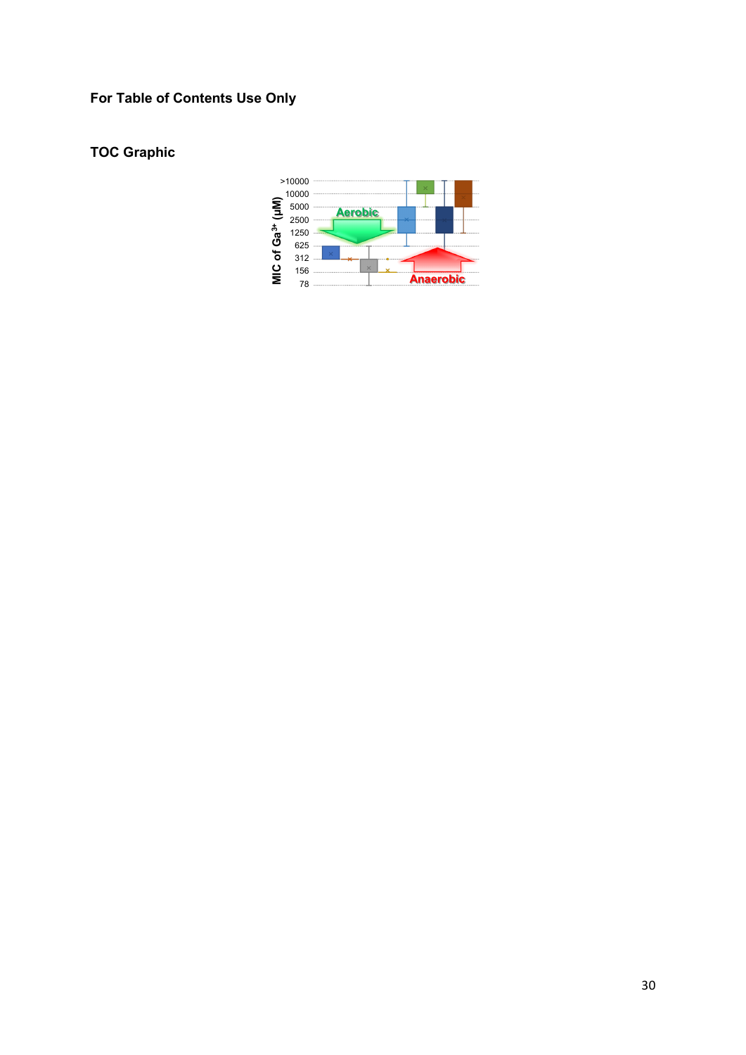**For Table of Contents Use Only**

**TOC Graphic**

MIC of $Ga^{3+}$ (μM)

>10000
10000
5000
2500
1250
625
312
156
78

Aerobic

Anaerobic